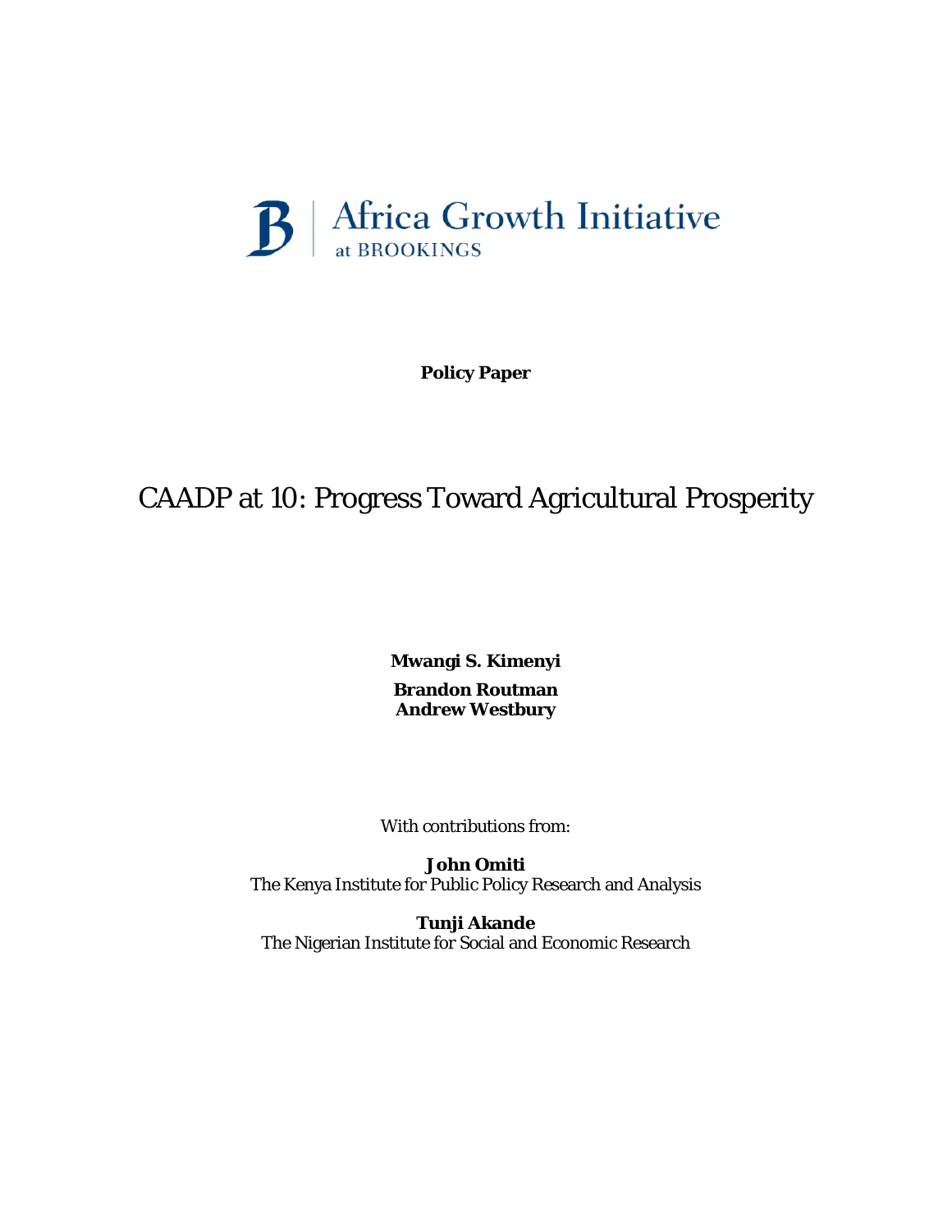Africa Growth Initiative at BROOKINGS

**Policy Paper**

# CAADP at 10: Progress Toward Agricultural Prosperity

**Mwangi S. Kimenyi**

**Brandon Routman**
**Andrew Westbury**

With contributions from:

**John Omiti**
The Kenya Institute for Public Policy Research and Analysis

**Tunji Akande**
The Nigerian Institute for Social and Economic Research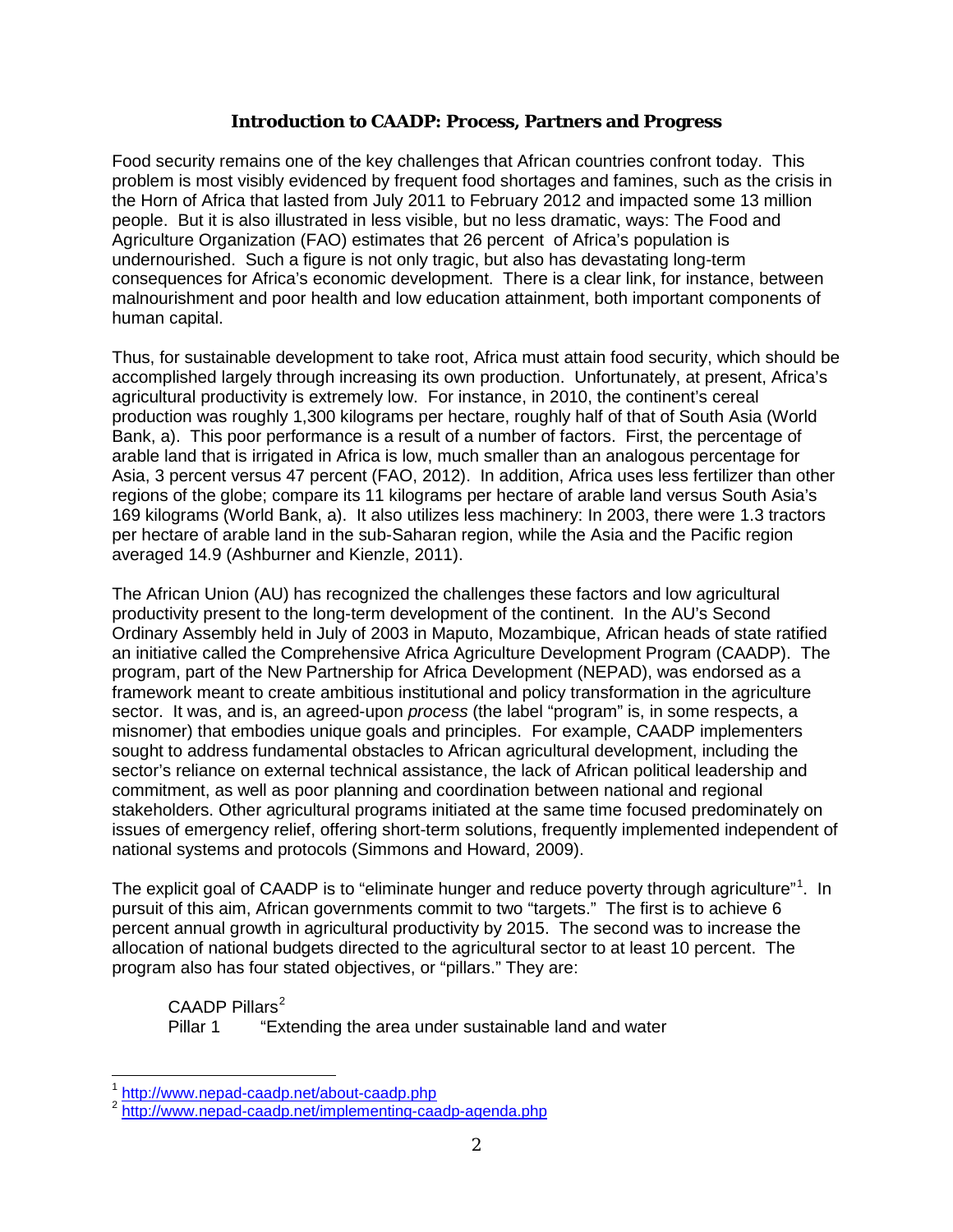**Introduction to CAADP: Process, Partners and Progress**

Food security remains one of the key challenges that African countries confront today. This problem is most visibly evidenced by frequent food shortages and famines, such as the crisis in the Horn of Africa that lasted from July 2011 to February 2012 and impacted some 13 million people. But it is also illustrated in less visible, but no less dramatic, ways: The Food and Agriculture Organization (FAO) estimates that 26 percent of Africa's population is undernourished. Such a figure is not only tragic, but also has devastating long-term consequences for Africa's economic development. There is a clear link, for instance, between malnourishment and poor health and low education attainment, both important components of human capital.

Thus, for sustainable development to take root, Africa must attain food security, which should be accomplished largely through increasing its own production. Unfortunately, at present, Africa's agricultural productivity is extremely low. For instance, in 2010, the continent's cereal production was roughly 1,300 kilograms per hectare, roughly half of that of South Asia (World Bank, a). This poor performance is a result of a number of factors. First, the percentage of arable land that is irrigated in Africa is low, much smaller than an analogous percentage for Asia, 3 percent versus 47 percent (FAO, 2012). In addition, Africa uses less fertilizer than other regions of the globe; compare its 11 kilograms per hectare of arable land versus South Asia's 169 kilograms (World Bank, a). It also utilizes less machinery: In 2003, there were 1.3 tractors per hectare of arable land in the sub-Saharan region, while the Asia and the Pacific region averaged 14.9 (Ashburner and Kienzle, 2011).

The African Union (AU) has recognized the challenges these factors and low agricultural productivity present to the long-term development of the continent. In the AU's Second Ordinary Assembly held in July of 2003 in Maputo, Mozambique, African heads of state ratified an initiative called the Comprehensive Africa Agriculture Development Program (CAADP). The program, part of the New Partnership for Africa Development (NEPAD), was endorsed as a framework meant to create ambitious institutional and policy transformation in the agriculture sector. It was, and is, an agreed-upon *process* (the label "program" is, in some respects, a misnomer) that embodies unique goals and principles. For example, CAADP implementers sought to address fundamental obstacles to African agricultural development, including the sector's reliance on external technical assistance, the lack of African political leadership and commitment, as well as poor planning and coordination between national and regional stakeholders. Other agricultural programs initiated at the same time focused predominately on issues of emergency relief, offering short-term solutions, frequently implemented independent of national systems and protocols (Simmons and Howard, 2009).

The explicit goal of CAADP is to "eliminate hunger and reduce poverty through agriculture"[1]. In pursuit of this aim, African governments commit to two "targets." The first is to achieve 6 percent annual growth in agricultural productivity by 2015. The second was to increase the allocation of national budgets directed to the agricultural sector to at least 10 percent. The program also has four stated objectives, or "pillars." They are:

CAADP Pillars[2]
Pillar 1 "Extending the area under sustainable land and water

---

[1] http://www.nepad-caadp.net/about-caadp.php
[2] http://www.nepad-caadp.net/implementing-caadp-agenda.php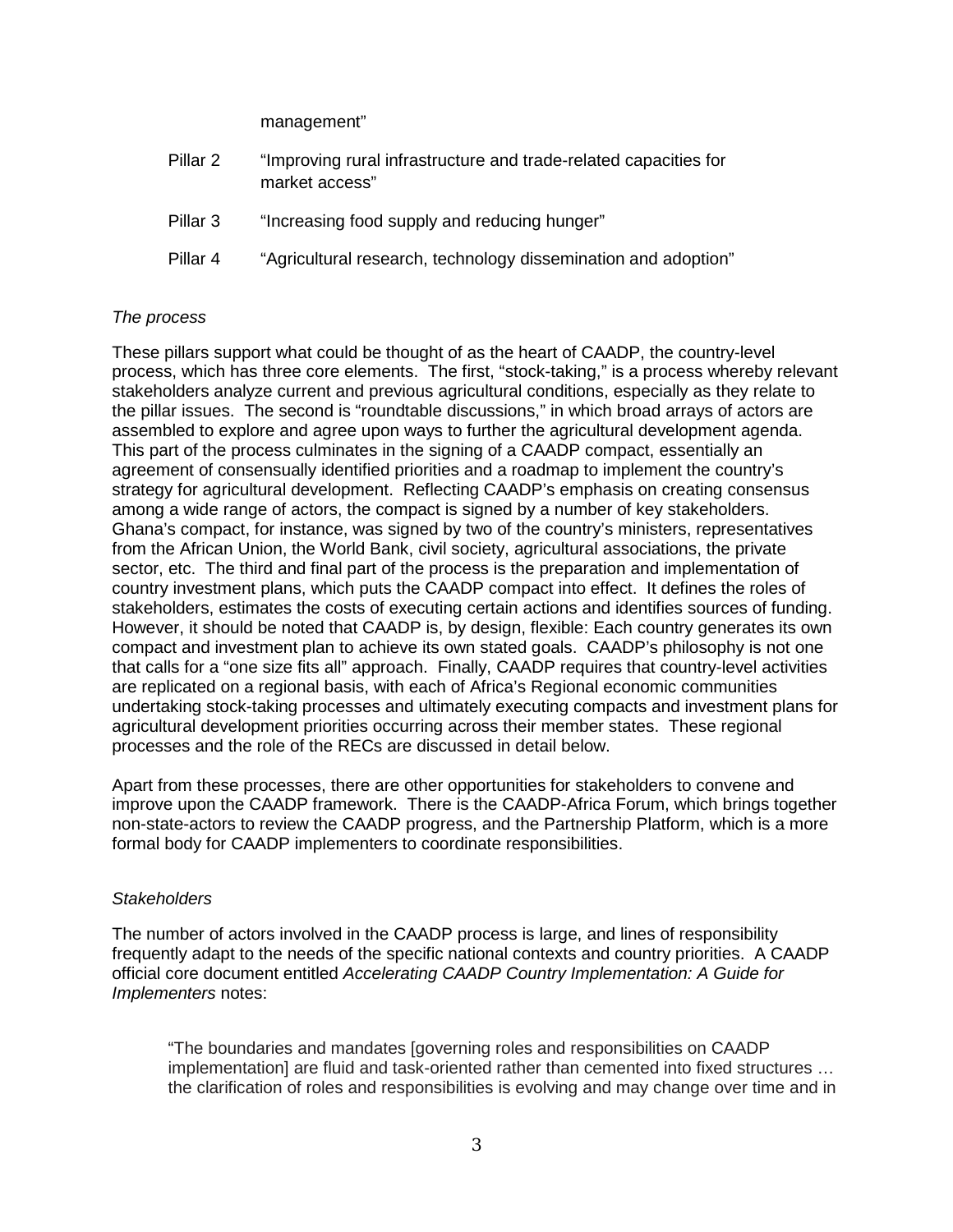management"

Pillar 2 "Improving rural infrastructure and trade-related capacities for market access"

Pillar 3 "Increasing food supply and reducing hunger"

Pillar 4 "Agricultural research, technology dissemination and adoption"

*The process*

These pillars support what could be thought of as the heart of CAADP, the country-level process, which has three core elements. The first, "stock-taking," is a process whereby relevant stakeholders analyze current and previous agricultural conditions, especially as they relate to the pillar issues. The second is "roundtable discussions," in which broad arrays of actors are assembled to explore and agree upon ways to further the agricultural development agenda. This part of the process culminates in the signing of a CAADP compact, essentially an agreement of consensually identified priorities and a roadmap to implement the country's strategy for agricultural development. Reflecting CAADP's emphasis on creating consensus among a wide range of actors, the compact is signed by a number of key stakeholders. Ghana's compact, for instance, was signed by two of the country's ministers, representatives from the African Union, the World Bank, civil society, agricultural associations, the private sector, etc. The third and final part of the process is the preparation and implementation of country investment plans, which puts the CAADP compact into effect. It defines the roles of stakeholders, estimates the costs of executing certain actions and identifies sources of funding. However, it should be noted that CAADP is, by design, flexible: Each country generates its own compact and investment plan to achieve its own stated goals. CAADP's philosophy is not one that calls for a "one size fits all" approach. Finally, CAADP requires that country-level activities are replicated on a regional basis, with each of Africa's Regional economic communities undertaking stock-taking processes and ultimately executing compacts and investment plans for agricultural development priorities occurring across their member states. These regional processes and the role of the RECs are discussed in detail below.

Apart from these processes, there are other opportunities for stakeholders to convene and improve upon the CAADP framework. There is the CAADP-Africa Forum, which brings together non-state-actors to review the CAADP progress, and the Partnership Platform, which is a more formal body for CAADP implementers to coordinate responsibilities.

*Stakeholders*

The number of actors involved in the CAADP process is large, and lines of responsibility frequently adapt to the needs of the specific national contexts and country priorities. A CAADP official core document entitled *Accelerating CAADP Country Implementation: A Guide for Implementers* notes:

> "The boundaries and mandates [governing roles and responsibilities on CAADP implementation] are fluid and task-oriented rather than cemented into fixed structures … the clarification of roles and responsibilities is evolving and may change over time and in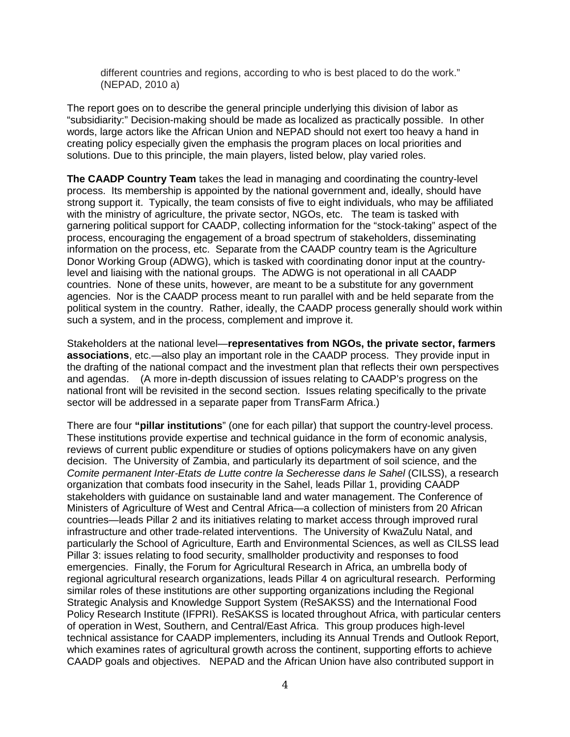different countries and regions, according to who is best placed to do the work." (NEPAD, 2010 a)

The report goes on to describe the general principle underlying this division of labor as "subsidiarity:" Decision-making should be made as localized as practically possible. In other words, large actors like the African Union and NEPAD should not exert too heavy a hand in creating policy especially given the emphasis the program places on local priorities and solutions. Due to this principle, the main players, listed below, play varied roles.

**The CAADP Country Team** takes the lead in managing and coordinating the country-level process. Its membership is appointed by the national government and, ideally, should have strong support it. Typically, the team consists of five to eight individuals, who may be affiliated with the ministry of agriculture, the private sector, NGOs, etc. The team is tasked with garnering political support for CAADP, collecting information for the "stock-taking" aspect of the process, encouraging the engagement of a broad spectrum of stakeholders, disseminating information on the process, etc. Separate from the CAADP country team is the Agriculture Donor Working Group (ADWG), which is tasked with coordinating donor input at the country-level and liaising with the national groups. The ADWG is not operational in all CAADP countries. None of these units, however, are meant to be a substitute for any government agencies. Nor is the CAADP process meant to run parallel with and be held separate from the political system in the country. Rather, ideally, the CAADP process generally should work within such a system, and in the process, complement and improve it.

Stakeholders at the national level—**representatives from NGOs, the private sector, farmers associations**, etc.—also play an important role in the CAADP process. They provide input in the drafting of the national compact and the investment plan that reflects their own perspectives and agendas. (A more in-depth discussion of issues relating to CAADP's progress on the national front will be revisited in the second section. Issues relating specifically to the private sector will be addressed in a separate paper from TransFarm Africa.)

There are four **"pillar institutions**" (one for each pillar) that support the country-level process. These institutions provide expertise and technical guidance in the form of economic analysis, reviews of current public expenditure or studies of options policymakers have on any given decision. The University of Zambia, and particularly its department of soil science, and the *Comite permanent Inter-Etats de Lutte contre la Secheresse dans le Sahel* (CILSS), a research organization that combats food insecurity in the Sahel, leads Pillar 1, providing CAADP stakeholders with guidance on sustainable land and water management. The Conference of Ministers of Agriculture of West and Central Africa—a collection of ministers from 20 African countries—leads Pillar 2 and its initiatives relating to market access through improved rural infrastructure and other trade-related interventions. The University of KwaZulu Natal, and particularly the School of Agriculture, Earth and Environmental Sciences, as well as CILSS lead Pillar 3: issues relating to food security, smallholder productivity and responses to food emergencies. Finally, the Forum for Agricultural Research in Africa, an umbrella body of regional agricultural research organizations, leads Pillar 4 on agricultural research. Performing similar roles of these institutions are other supporting organizations including the Regional Strategic Analysis and Knowledge Support System (ReSAKSS) and the International Food Policy Research Institute (IFPRI). ReSAKSS is located throughout Africa, with particular centers of operation in West, Southern, and Central/East Africa. This group produces high-level technical assistance for CAADP implementers, including its Annual Trends and Outlook Report, which examines rates of agricultural growth across the continent, supporting efforts to achieve CAADP goals and objectives. NEPAD and the African Union have also contributed support in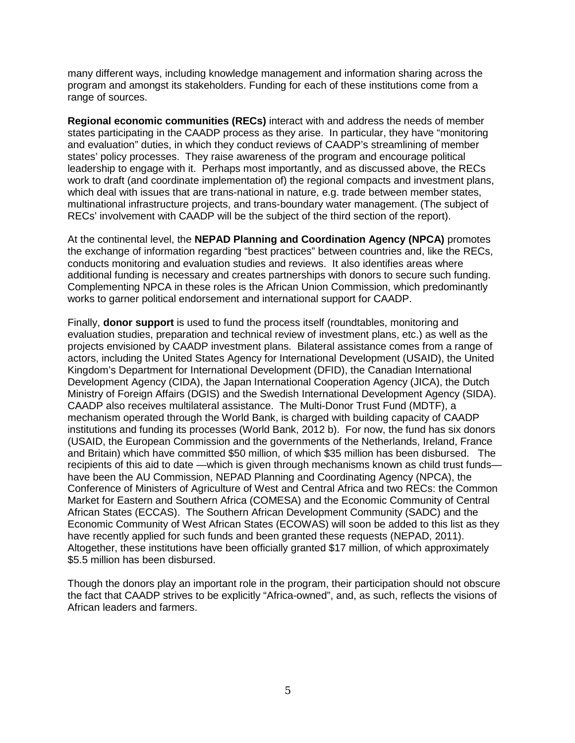many different ways, including knowledge management and information sharing across the program and amongst its stakeholders. Funding for each of these institutions come from a range of sources.

**Regional economic communities (RECs)** interact with and address the needs of member states participating in the CAADP process as they arise. In particular, they have "monitoring and evaluation" duties, in which they conduct reviews of CAADP's streamlining of member states' policy processes. They raise awareness of the program and encourage political leadership to engage with it. Perhaps most importantly, and as discussed above, the RECs work to draft (and coordinate implementation of) the regional compacts and investment plans, which deal with issues that are trans-national in nature, e.g. trade between member states, multinational infrastructure projects, and trans-boundary water management. (The subject of RECs' involvement with CAADP will be the subject of the third section of the report).

At the continental level, the **NEPAD Planning and Coordination Agency (NPCA)** promotes the exchange of information regarding "best practices" between countries and, like the RECs, conducts monitoring and evaluation studies and reviews. It also identifies areas where additional funding is necessary and creates partnerships with donors to secure such funding. Complementing NPCA in these roles is the African Union Commission, which predominantly works to garner political endorsement and international support for CAADP.

Finally, **donor support** is used to fund the process itself (roundtables, monitoring and evaluation studies, preparation and technical review of investment plans, etc.) as well as the projects envisioned by CAADP investment plans. Bilateral assistance comes from a range of actors, including the United States Agency for International Development (USAID), the United Kingdom's Department for International Development (DFID), the Canadian International Development Agency (CIDA), the Japan International Cooperation Agency (JICA), the Dutch Ministry of Foreign Affairs (DGIS) and the Swedish International Development Agency (SIDA). CAADP also receives multilateral assistance. The Multi-Donor Trust Fund (MDTF), a mechanism operated through the World Bank, is charged with building capacity of CAADP institutions and funding its processes (World Bank, 2012 b). For now, the fund has six donors (USAID, the European Commission and the governments of the Netherlands, Ireland, France and Britain) which have committed \$50 million, of which \$35 million has been disbursed. The recipients of this aid to date —which is given through mechanisms known as child trust funds— have been the AU Commission, NEPAD Planning and Coordinating Agency (NPCA), the Conference of Ministers of Agriculture of West and Central Africa and two RECs: the Common Market for Eastern and Southern Africa (COMESA) and the Economic Community of Central African States (ECCAS). The Southern African Development Community (SADC) and the Economic Community of West African States (ECOWAS) will soon be added to this list as they have recently applied for such funds and been granted these requests (NEPAD, 2011). Altogether, these institutions have been officially granted \$17 million, of which approximately \$5.5 million has been disbursed.

Though the donors play an important role in the program, their participation should not obscure the fact that CAADP strives to be explicitly "Africa-owned", and, as such, reflects the visions of African leaders and farmers.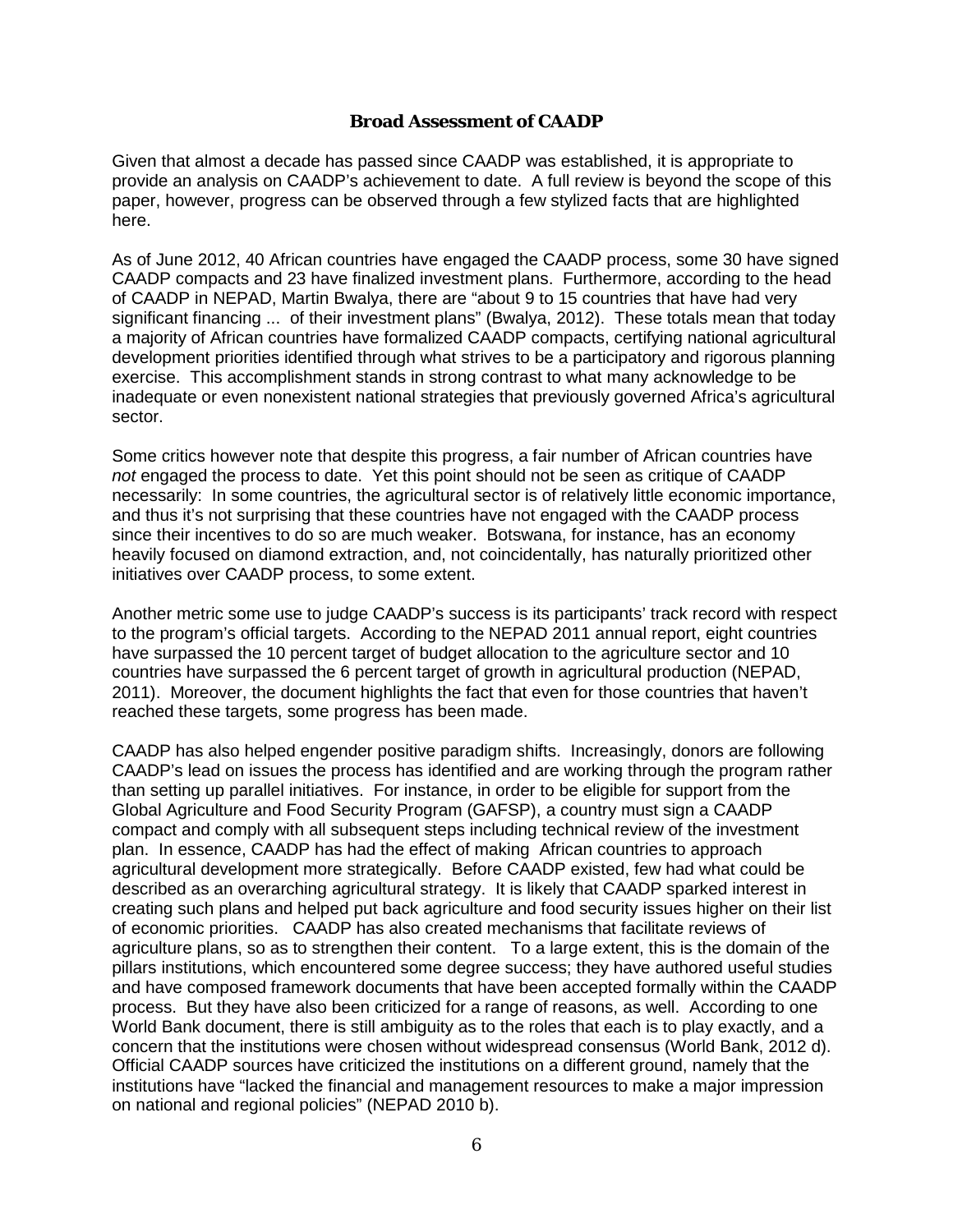## Broad Assessment of CAADP

Given that almost a decade has passed since CAADP was established, it is appropriate to provide an analysis on CAADP's achievement to date. A full review is beyond the scope of this paper, however, progress can be observed through a few stylized facts that are highlighted here.

As of June 2012, 40 African countries have engaged the CAADP process, some 30 have signed CAADP compacts and 23 have finalized investment plans. Furthermore, according to the head of CAADP in NEPAD, Martin Bwalya, there are "about 9 to 15 countries that have had very significant financing ... of their investment plans" (Bwalya, 2012). These totals mean that today a majority of African countries have formalized CAADP compacts, certifying national agricultural development priorities identified through what strives to be a participatory and rigorous planning exercise. This accomplishment stands in strong contrast to what many acknowledge to be inadequate or even nonexistent national strategies that previously governed Africa's agricultural sector.

Some critics however note that despite this progress, a fair number of African countries have *not* engaged the process to date. Yet this point should not be seen as critique of CAADP necessarily: In some countries, the agricultural sector is of relatively little economic importance, and thus it's not surprising that these countries have not engaged with the CAADP process since their incentives to do so are much weaker. Botswana, for instance, has an economy heavily focused on diamond extraction, and, not coincidentally, has naturally prioritized other initiatives over CAADP process, to some extent.

Another metric some use to judge CAADP's success is its participants' track record with respect to the program's official targets. According to the NEPAD 2011 annual report, eight countries have surpassed the 10 percent target of budget allocation to the agriculture sector and 10 countries have surpassed the 6 percent target of growth in agricultural production (NEPAD, 2011). Moreover, the document highlights the fact that even for those countries that haven't reached these targets, some progress has been made.

CAADP has also helped engender positive paradigm shifts. Increasingly, donors are following CAADP's lead on issues the process has identified and are working through the program rather than setting up parallel initiatives. For instance, in order to be eligible for support from the Global Agriculture and Food Security Program (GAFSP), a country must sign a CAADP compact and comply with all subsequent steps including technical review of the investment plan. In essence, CAADP has had the effect of making African countries to approach agricultural development more strategically. Before CAADP existed, few had what could be described as an overarching agricultural strategy. It is likely that CAADP sparked interest in creating such plans and helped put back agriculture and food security issues higher on their list of economic priorities. CAADP has also created mechanisms that facilitate reviews of agriculture plans, so as to strengthen their content. To a large extent, this is the domain of the pillars institutions, which encountered some degree success; they have authored useful studies and have composed framework documents that have been accepted formally within the CAADP process. But they have also been criticized for a range of reasons, as well. According to one World Bank document, there is still ambiguity as to the roles that each is to play exactly, and a concern that the institutions were chosen without widespread consensus (World Bank, 2012 d). Official CAADP sources have criticized the institutions on a different ground, namely that the institutions have "lacked the financial and management resources to make a major impression on national and regional policies" (NEPAD 2010 b).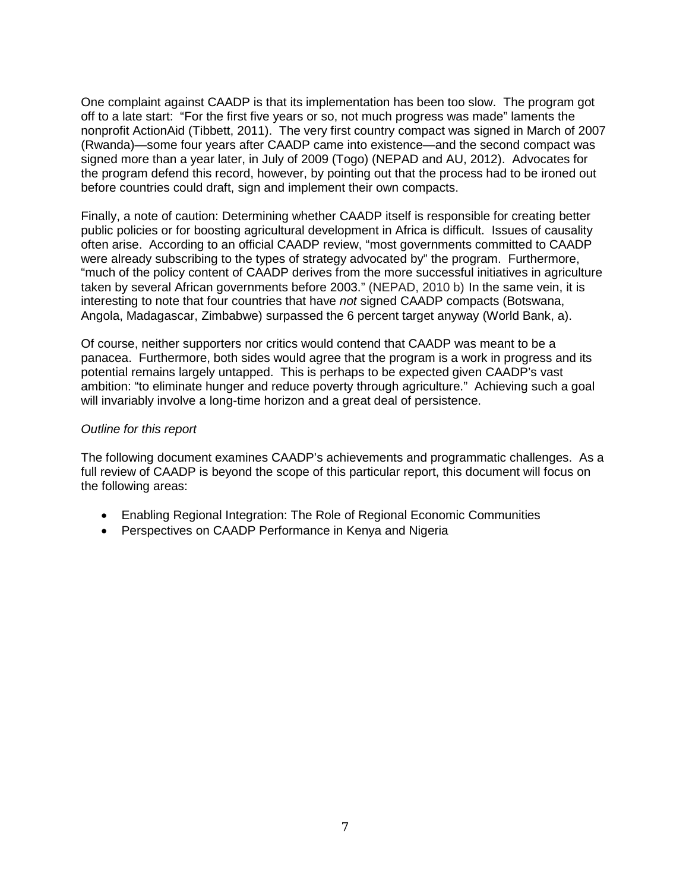One complaint against CAADP is that its implementation has been too slow. The program got off to a late start: "For the first five years or so, not much progress was made" laments the nonprofit ActionAid (Tibbett, 2011). The very first country compact was signed in March of 2007 (Rwanda)—some four years after CAADP came into existence—and the second compact was signed more than a year later, in July of 2009 (Togo) (NEPAD and AU, 2012). Advocates for the program defend this record, however, by pointing out that the process had to be ironed out before countries could draft, sign and implement their own compacts.

Finally, a note of caution: Determining whether CAADP itself is responsible for creating better public policies or for boosting agricultural development in Africa is difficult. Issues of causality often arise. According to an official CAADP review, "most governments committed to CAADP were already subscribing to the types of strategy advocated by" the program. Furthermore, "much of the policy content of CAADP derives from the more successful initiatives in agriculture taken by several African governments before 2003." (NEPAD, 2010 b) In the same vein, it is interesting to note that four countries that have *not* signed CAADP compacts (Botswana, Angola, Madagascar, Zimbabwe) surpassed the 6 percent target anyway (World Bank, a).

Of course, neither supporters nor critics would contend that CAADP was meant to be a panacea. Furthermore, both sides would agree that the program is a work in progress and its potential remains largely untapped. This is perhaps to be expected given CAADP's vast ambition: "to eliminate hunger and reduce poverty through agriculture." Achieving such a goal will invariably involve a long-time horizon and a great deal of persistence.

*Outline for this report*

The following document examines CAADP's achievements and programmatic challenges. As a full review of CAADP is beyond the scope of this particular report, this document will focus on the following areas:

- Enabling Regional Integration: The Role of Regional Economic Communities
- Perspectives on CAADP Performance in Kenya and Nigeria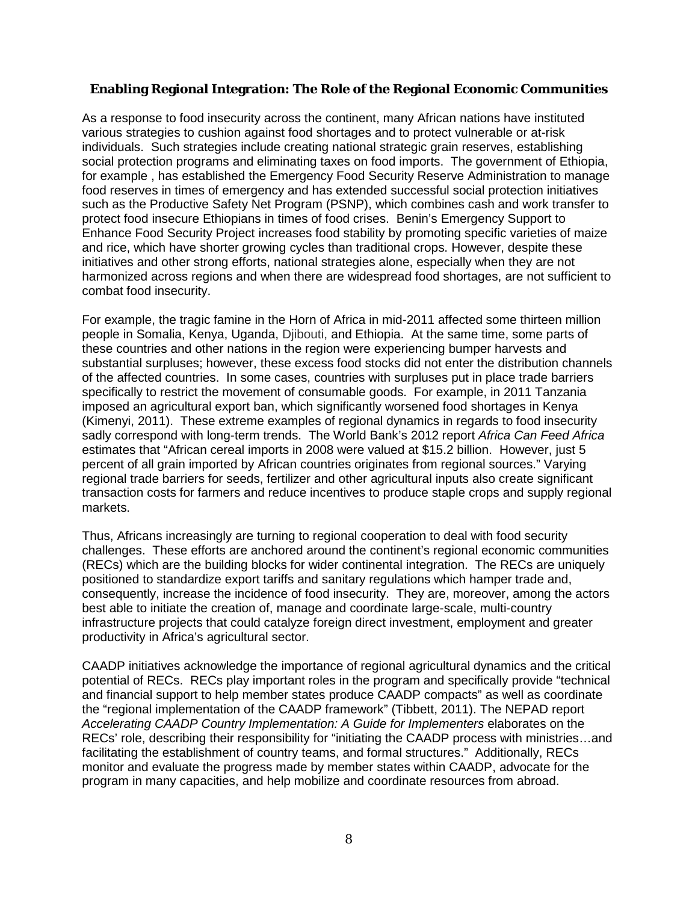### Enabling Regional Integration: The Role of the Regional Economic Communities

As a response to food insecurity across the continent, many African nations have instituted various strategies to cushion against food shortages and to protect vulnerable or at-risk individuals. Such strategies include creating national strategic grain reserves, establishing social protection programs and eliminating taxes on food imports. The government of Ethiopia, for example , has established the Emergency Food Security Reserve Administration to manage food reserves in times of emergency and has extended successful social protection initiatives such as the Productive Safety Net Program (PSNP), which combines cash and work transfer to protect food insecure Ethiopians in times of food crises. Benin's Emergency Support to Enhance Food Security Project increases food stability by promoting specific varieties of maize and rice, which have shorter growing cycles than traditional crops. However, despite these initiatives and other strong efforts, national strategies alone, especially when they are not harmonized across regions and when there are widespread food shortages, are not sufficient to combat food insecurity.

For example, the tragic famine in the Horn of Africa in mid-2011 affected some thirteen million people in Somalia, Kenya, Uganda, Djibouti, and Ethiopia. At the same time, some parts of these countries and other nations in the region were experiencing bumper harvests and substantial surpluses; however, these excess food stocks did not enter the distribution channels of the affected countries. In some cases, countries with surpluses put in place trade barriers specifically to restrict the movement of consumable goods. For example, in 2011 Tanzania imposed an agricultural export ban, which significantly worsened food shortages in Kenya (Kimenyi, 2011). These extreme examples of regional dynamics in regards to food insecurity sadly correspond with long-term trends. The World Bank's 2012 report *Africa Can Feed Africa* estimates that "African cereal imports in 2008 were valued at $15.2 billion. However, just 5 percent of all grain imported by African countries originates from regional sources." Varying regional trade barriers for seeds, fertilizer and other agricultural inputs also create significant transaction costs for farmers and reduce incentives to produce staple crops and supply regional markets.

Thus, Africans increasingly are turning to regional cooperation to deal with food security challenges. These efforts are anchored around the continent's regional economic communities (RECs) which are the building blocks for wider continental integration. The RECs are uniquely positioned to standardize export tariffs and sanitary regulations which hamper trade and, consequently, increase the incidence of food insecurity. They are, moreover, among the actors best able to initiate the creation of, manage and coordinate large-scale, multi-country infrastructure projects that could catalyze foreign direct investment, employment and greater productivity in Africa's agricultural sector.

CAADP initiatives acknowledge the importance of regional agricultural dynamics and the critical potential of RECs. RECs play important roles in the program and specifically provide "technical and financial support to help member states produce CAADP compacts" as well as coordinate the "regional implementation of the CAADP framework" (Tibbett, 2011). The NEPAD report *Accelerating CAADP Country Implementation: A Guide for Implementers* elaborates on the RECs' role, describing their responsibility for "initiating the CAADP process with ministries…and facilitating the establishment of country teams, and formal structures." Additionally, RECs monitor and evaluate the progress made by member states within CAADP, advocate for the program in many capacities, and help mobilize and coordinate resources from abroad.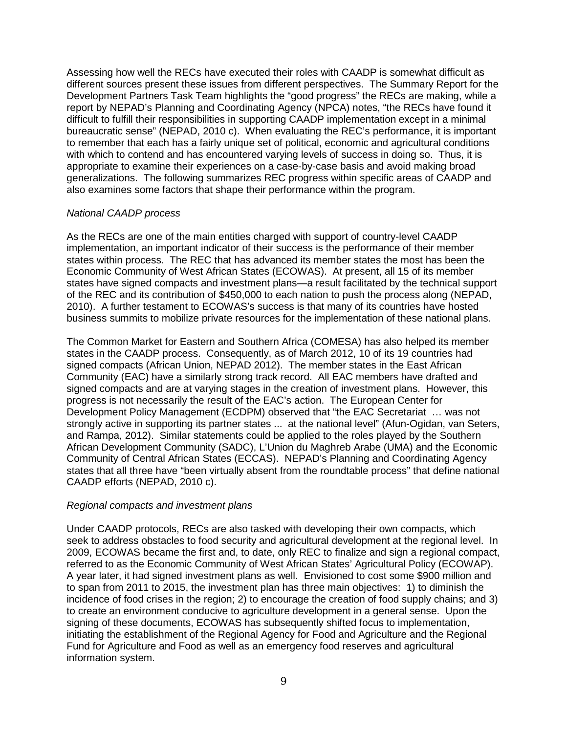Assessing how well the RECs have executed their roles with CAADP is somewhat difficult as different sources present these issues from different perspectives. The Summary Report for the Development Partners Task Team highlights the "good progress" the RECs are making, while a report by NEPAD's Planning and Coordinating Agency (NPCA) notes, "the RECs have found it difficult to fulfill their responsibilities in supporting CAADP implementation except in a minimal bureaucratic sense" (NEPAD, 2010 c). When evaluating the REC's performance, it is important to remember that each has a fairly unique set of political, economic and agricultural conditions with which to contend and has encountered varying levels of success in doing so. Thus, it is appropriate to examine their experiences on a case-by-case basis and avoid making broad generalizations. The following summarizes REC progress within specific areas of CAADP and also examines some factors that shape their performance within the program.

*National CAADP process*

As the RECs are one of the main entities charged with support of country-level CAADP implementation, an important indicator of their success is the performance of their member states within process. The REC that has advanced its member states the most has been the Economic Community of West African States (ECOWAS). At present, all 15 of its member states have signed compacts and investment plans—a result facilitated by the technical support of the REC and its contribution of $450,000 to each nation to push the process along (NEPAD, 2010). A further testament to ECOWAS's success is that many of its countries have hosted business summits to mobilize private resources for the implementation of these national plans.

The Common Market for Eastern and Southern Africa (COMESA) has also helped its member states in the CAADP process. Consequently, as of March 2012, 10 of its 19 countries had signed compacts (African Union, NEPAD 2012). The member states in the East African Community (EAC) have a similarly strong track record. All EAC members have drafted and signed compacts and are at varying stages in the creation of investment plans. However, this progress is not necessarily the result of the EAC's action. The European Center for Development Policy Management (ECDPM) observed that "the EAC Secretariat … was not strongly active in supporting its partner states ... at the national level" (Afun-Ogidan, van Seters, and Rampa, 2012). Similar statements could be applied to the roles played by the Southern African Development Community (SADC), L'Union du Maghreb Arabe (UMA) and the Economic Community of Central African States (ECCAS). NEPAD's Planning and Coordinating Agency states that all three have "been virtually absent from the roundtable process" that define national CAADP efforts (NEPAD, 2010 c).

*Regional compacts and investment plans*

Under CAADP protocols, RECs are also tasked with developing their own compacts, which seek to address obstacles to food security and agricultural development at the regional level. In 2009, ECOWAS became the first and, to date, only REC to finalize and sign a regional compact, referred to as the Economic Community of West African States' Agricultural Policy (ECOWAP). A year later, it had signed investment plans as well. Envisioned to cost some $900 million and to span from 2011 to 2015, the investment plan has three main objectives: 1) to diminish the incidence of food crises in the region; 2) to encourage the creation of food supply chains; and 3) to create an environment conducive to agriculture development in a general sense. Upon the signing of these documents, ECOWAS has subsequently shifted focus to implementation, initiating the establishment of the Regional Agency for Food and Agriculture and the Regional Fund for Agriculture and Food as well as an emergency food reserves and agricultural information system.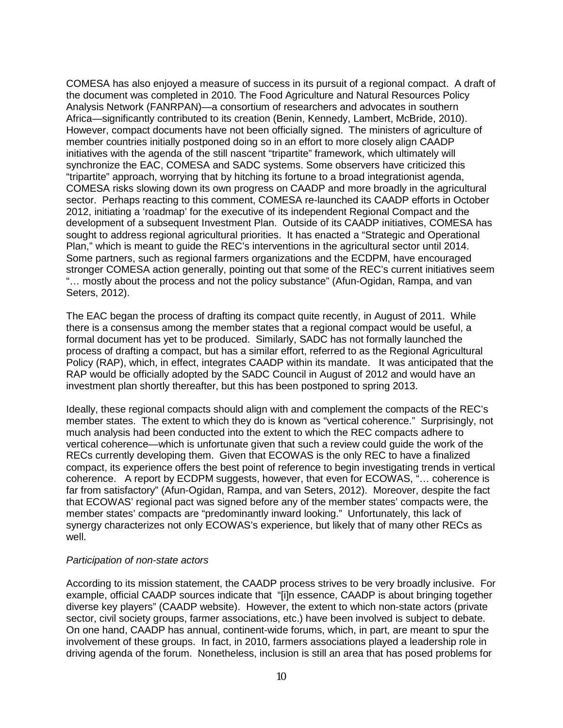COMESA has also enjoyed a measure of success in its pursuit of a regional compact. A draft of the document was completed in 2010. The Food Agriculture and Natural Resources Policy Analysis Network (FANRPAN)—a consortium of researchers and advocates in southern Africa—significantly contributed to its creation (Benin, Kennedy, Lambert, McBride, 2010). However, compact documents have not been officially signed. The ministers of agriculture of member countries initially postponed doing so in an effort to more closely align CAADP initiatives with the agenda of the still nascent "tripartite" framework, which ultimately will synchronize the EAC, COMESA and SADC systems. Some observers have criticized this "tripartite" approach, worrying that by hitching its fortune to a broad integrationist agenda, COMESA risks slowing down its own progress on CAADP and more broadly in the agricultural sector. Perhaps reacting to this comment, COMESA re-launched its CAADP efforts in October 2012, initiating a 'roadmap' for the executive of its independent Regional Compact and the development of a subsequent Investment Plan. Outside of its CAADP initiatives, COMESA has sought to address regional agricultural priorities. It has enacted a "Strategic and Operational Plan," which is meant to guide the REC's interventions in the agricultural sector until 2014. Some partners, such as regional farmers organizations and the ECDPM, have encouraged stronger COMESA action generally, pointing out that some of the REC's current initiatives seem "… mostly about the process and not the policy substance" (Afun-Ogidan, Rampa, and van Seters, 2012).

The EAC began the process of drafting its compact quite recently, in August of 2011. While there is a consensus among the member states that a regional compact would be useful, a formal document has yet to be produced. Similarly, SADC has not formally launched the process of drafting a compact, but has a similar effort, referred to as the Regional Agricultural Policy (RAP), which, in effect, integrates CAADP within its mandate. It was anticipated that the RAP would be officially adopted by the SADC Council in August of 2012 and would have an investment plan shortly thereafter, but this has been postponed to spring 2013.

Ideally, these regional compacts should align with and complement the compacts of the REC's member states. The extent to which they do is known as "vertical coherence." Surprisingly, not much analysis had been conducted into the extent to which the REC compacts adhere to vertical coherence—which is unfortunate given that such a review could guide the work of the RECs currently developing them. Given that ECOWAS is the only REC to have a finalized compact, its experience offers the best point of reference to begin investigating trends in vertical coherence. A report by ECDPM suggests, however, that even for ECOWAS, "… coherence is far from satisfactory" (Afun-Ogidan, Rampa, and van Seters, 2012). Moreover, despite the fact that ECOWAS' regional pact was signed before any of the member states' compacts were, the member states' compacts are "predominantly inward looking." Unfortunately, this lack of synergy characterizes not only ECOWAS's experience, but likely that of many other RECs as well.

*Participation of non-state actors*

According to its mission statement, the CAADP process strives to be very broadly inclusive. For example, official CAADP sources indicate that "[i]n essence, CAADP is about bringing together diverse key players" (CAADP website). However, the extent to which non-state actors (private sector, civil society groups, farmer associations, etc.) have been involved is subject to debate. On one hand, CAADP has annual, continent-wide forums, which, in part, are meant to spur the involvement of these groups. In fact, in 2010, farmers associations played a leadership role in driving agenda of the forum. Nonetheless, inclusion is still an area that has posed problems for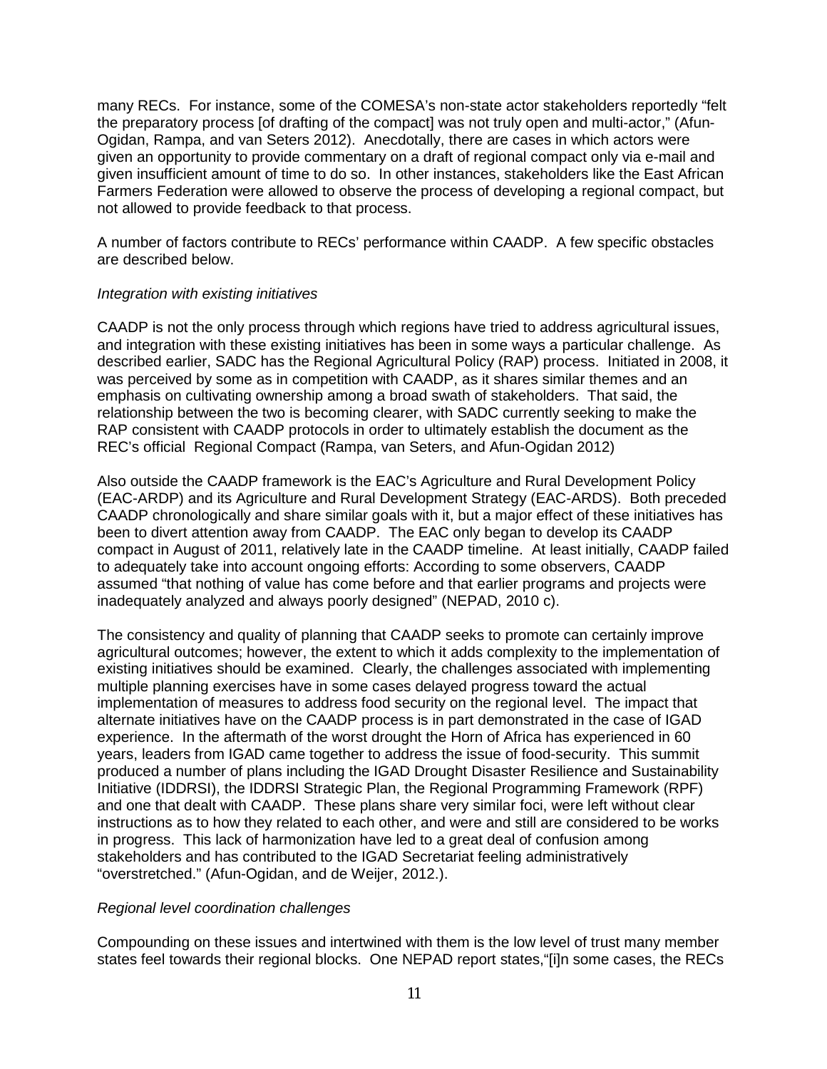many RECs. For instance, some of the COMESA's non-state actor stakeholders reportedly "felt the preparatory process [of drafting of the compact] was not truly open and multi-actor," (Afun-Ogidan, Rampa, and van Seters 2012). Anecdotally, there are cases in which actors were given an opportunity to provide commentary on a draft of regional compact only via e-mail and given insufficient amount of time to do so. In other instances, stakeholders like the East African Farmers Federation were allowed to observe the process of developing a regional compact, but not allowed to provide feedback to that process.

A number of factors contribute to RECs' performance within CAADP. A few specific obstacles are described below.

*Integration with existing initiatives*

CAADP is not the only process through which regions have tried to address agricultural issues, and integration with these existing initiatives has been in some ways a particular challenge. As described earlier, SADC has the Regional Agricultural Policy (RAP) process. Initiated in 2008, it was perceived by some as in competition with CAADP, as it shares similar themes and an emphasis on cultivating ownership among a broad swath of stakeholders. That said, the relationship between the two is becoming clearer, with SADC currently seeking to make the RAP consistent with CAADP protocols in order to ultimately establish the document as the REC's official Regional Compact (Rampa, van Seters, and Afun-Ogidan 2012)

Also outside the CAADP framework is the EAC's Agriculture and Rural Development Policy (EAC-ARDP) and its Agriculture and Rural Development Strategy (EAC-ARDS). Both preceded CAADP chronologically and share similar goals with it, but a major effect of these initiatives has been to divert attention away from CAADP. The EAC only began to develop its CAADP compact in August of 2011, relatively late in the CAADP timeline. At least initially, CAADP failed to adequately take into account ongoing efforts: According to some observers, CAADP assumed "that nothing of value has come before and that earlier programs and projects were inadequately analyzed and always poorly designed" (NEPAD, 2010 c).

The consistency and quality of planning that CAADP seeks to promote can certainly improve agricultural outcomes; however, the extent to which it adds complexity to the implementation of existing initiatives should be examined. Clearly, the challenges associated with implementing multiple planning exercises have in some cases delayed progress toward the actual implementation of measures to address food security on the regional level. The impact that alternate initiatives have on the CAADP process is in part demonstrated in the case of IGAD experience. In the aftermath of the worst drought the Horn of Africa has experienced in 60 years, leaders from IGAD came together to address the issue of food-security. This summit produced a number of plans including the IGAD Drought Disaster Resilience and Sustainability Initiative (IDDRSI), the IDDRSI Strategic Plan, the Regional Programming Framework (RPF) and one that dealt with CAADP. These plans share very similar foci, were left without clear instructions as to how they related to each other, and were and still are considered to be works in progress. This lack of harmonization have led to a great deal of confusion among stakeholders and has contributed to the IGAD Secretariat feeling administratively "overstretched." (Afun-Ogidan, and de Weijer, 2012.).

*Regional level coordination challenges*

Compounding on these issues and intertwined with them is the low level of trust many member states feel towards their regional blocks. One NEPAD report states,"[i]n some cases, the RECs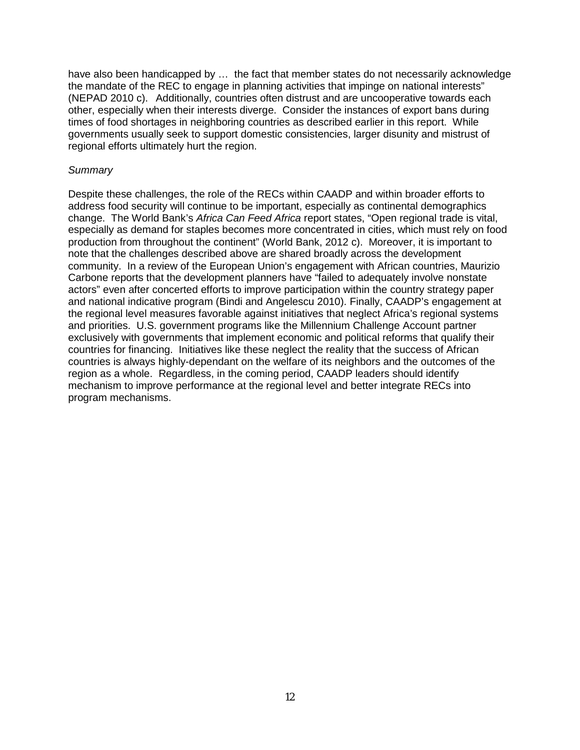have also been handicapped by … the fact that member states do not necessarily acknowledge the mandate of the REC to engage in planning activities that impinge on national interests" (NEPAD 2010 c). Additionally, countries often distrust and are uncooperative towards each other, especially when their interests diverge. Consider the instances of export bans during times of food shortages in neighboring countries as described earlier in this report. While governments usually seek to support domestic consistencies, larger disunity and mistrust of regional efforts ultimately hurt the region.

*Summary*

Despite these challenges, the role of the RECs within CAADP and within broader efforts to address food security will continue to be important, especially as continental demographics change. The World Bank's *Africa Can Feed Africa* report states, "Open regional trade is vital, especially as demand for staples becomes more concentrated in cities, which must rely on food production from throughout the continent" (World Bank, 2012 c). Moreover, it is important to note that the challenges described above are shared broadly across the development community. In a review of the European Union's engagement with African countries, Maurizio Carbone reports that the development planners have "failed to adequately involve nonstate actors" even after concerted efforts to improve participation within the country strategy paper and national indicative program (Bindi and Angelescu 2010). Finally, CAADP's engagement at the regional level measures favorable against initiatives that neglect Africa's regional systems and priorities. U.S. government programs like the Millennium Challenge Account partner exclusively with governments that implement economic and political reforms that qualify their countries for financing. Initiatives like these neglect the reality that the success of African countries is always highly-dependant on the welfare of its neighbors and the outcomes of the region as a whole. Regardless, in the coming period, CAADP leaders should identify mechanism to improve performance at the regional level and better integrate RECs into program mechanisms.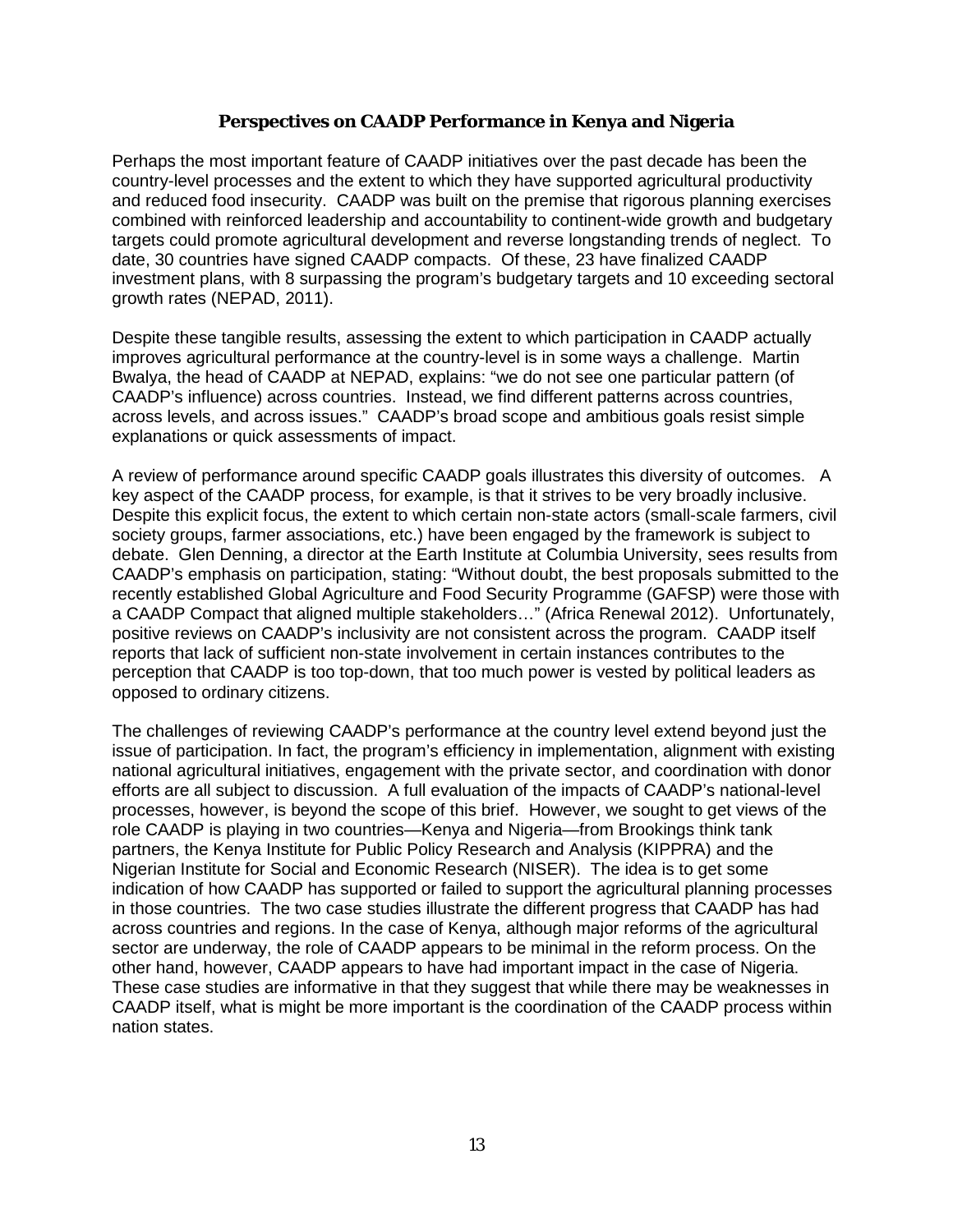## Perspectives on CAADP Performance in Kenya and Nigeria

Perhaps the most important feature of CAADP initiatives over the past decade has been the country-level processes and the extent to which they have supported agricultural productivity and reduced food insecurity. CAADP was built on the premise that rigorous planning exercises combined with reinforced leadership and accountability to continent-wide growth and budgetary targets could promote agricultural development and reverse longstanding trends of neglect. To date, 30 countries have signed CAADP compacts. Of these, 23 have finalized CAADP investment plans, with 8 surpassing the program's budgetary targets and 10 exceeding sectoral growth rates (NEPAD, 2011).

Despite these tangible results, assessing the extent to which participation in CAADP actually improves agricultural performance at the country-level is in some ways a challenge. Martin Bwalya, the head of CAADP at NEPAD, explains: "we do not see one particular pattern (of CAADP's influence) across countries. Instead, we find different patterns across countries, across levels, and across issues." CAADP's broad scope and ambitious goals resist simple explanations or quick assessments of impact.

A review of performance around specific CAADP goals illustrates this diversity of outcomes. A key aspect of the CAADP process, for example, is that it strives to be very broadly inclusive. Despite this explicit focus, the extent to which certain non-state actors (small-scale farmers, civil society groups, farmer associations, etc.) have been engaged by the framework is subject to debate. Glen Denning, a director at the Earth Institute at Columbia University, sees results from CAADP's emphasis on participation, stating: "Without doubt, the best proposals submitted to the recently established Global Agriculture and Food Security Programme (GAFSP) were those with a CAADP Compact that aligned multiple stakeholders…" (Africa Renewal 2012). Unfortunately, positive reviews on CAADP's inclusivity are not consistent across the program. CAADP itself reports that lack of sufficient non-state involvement in certain instances contributes to the perception that CAADP is too top-down, that too much power is vested by political leaders as opposed to ordinary citizens.

The challenges of reviewing CAADP's performance at the country level extend beyond just the issue of participation. In fact, the program's efficiency in implementation, alignment with existing national agricultural initiatives, engagement with the private sector, and coordination with donor efforts are all subject to discussion. A full evaluation of the impacts of CAADP's national-level processes, however, is beyond the scope of this brief. However, we sought to get views of the role CAADP is playing in two countries—Kenya and Nigeria—from Brookings think tank partners, the Kenya Institute for Public Policy Research and Analysis (KIPPRA) and the Nigerian Institute for Social and Economic Research (NISER). The idea is to get some indication of how CAADP has supported or failed to support the agricultural planning processes in those countries. The two case studies illustrate the different progress that CAADP has had across countries and regions. In the case of Kenya, although major reforms of the agricultural sector are underway, the role of CAADP appears to be minimal in the reform process. On the other hand, however, CAADP appears to have had important impact in the case of Nigeria. These case studies are informative in that they suggest that while there may be weaknesses in CAADP itself, what is might be more important is the coordination of the CAADP process within nation states.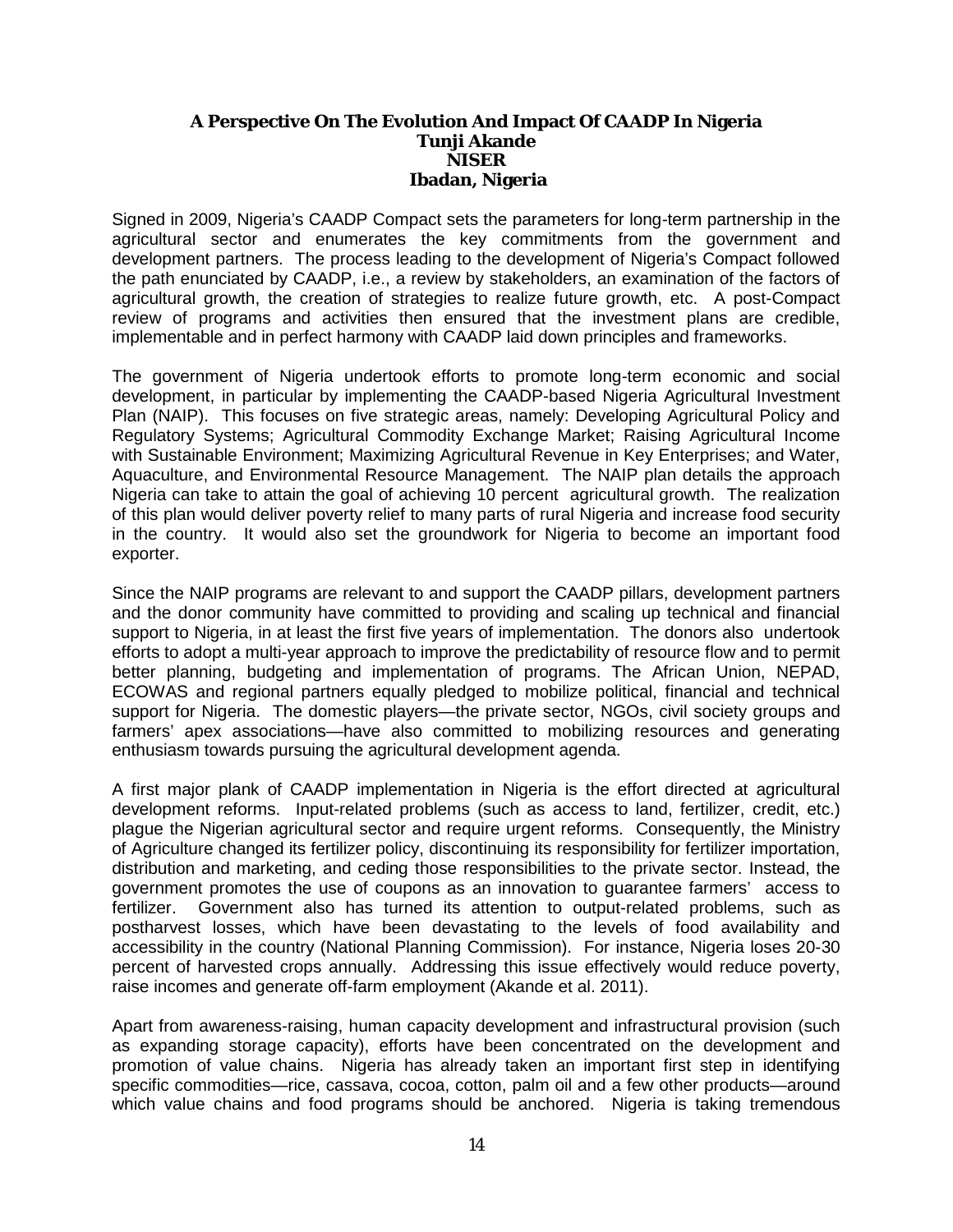**A Perspective On The Evolution And Impact Of CAADP In Nigeria**
**Tunji Akande**
**NISER**
**Ibadan, Nigeria**

Signed in 2009, Nigeria's CAADP Compact sets the parameters for long-term partnership in the agricultural sector and enumerates the key commitments from the government and development partners. The process leading to the development of Nigeria's Compact followed the path enunciated by CAADP, i.e., a review by stakeholders, an examination of the factors of agricultural growth, the creation of strategies to realize future growth, etc. A post-Compact review of programs and activities then ensured that the investment plans are credible, implementable and in perfect harmony with CAADP laid down principles and frameworks.

The government of Nigeria undertook efforts to promote long-term economic and social development, in particular by implementing the CAADP-based Nigeria Agricultural Investment Plan (NAIP). This focuses on five strategic areas, namely: Developing Agricultural Policy and Regulatory Systems; Agricultural Commodity Exchange Market; Raising Agricultural Income with Sustainable Environment; Maximizing Agricultural Revenue in Key Enterprises; and Water, Aquaculture, and Environmental Resource Management. The NAIP plan details the approach Nigeria can take to attain the goal of achieving 10 percent agricultural growth. The realization of this plan would deliver poverty relief to many parts of rural Nigeria and increase food security in the country. It would also set the groundwork for Nigeria to become an important food exporter.

Since the NAIP programs are relevant to and support the CAADP pillars, development partners and the donor community have committed to providing and scaling up technical and financial support to Nigeria, in at least the first five years of implementation. The donors also undertook efforts to adopt a multi-year approach to improve the predictability of resource flow and to permit better planning, budgeting and implementation of programs. The African Union, NEPAD, ECOWAS and regional partners equally pledged to mobilize political, financial and technical support for Nigeria. The domestic players—the private sector, NGOs, civil society groups and farmers' apex associations—have also committed to mobilizing resources and generating enthusiasm towards pursuing the agricultural development agenda.

A first major plank of CAADP implementation in Nigeria is the effort directed at agricultural development reforms. Input-related problems (such as access to land, fertilizer, credit, etc.) plague the Nigerian agricultural sector and require urgent reforms. Consequently, the Ministry of Agriculture changed its fertilizer policy, discontinuing its responsibility for fertilizer importation, distribution and marketing, and ceding those responsibilities to the private sector. Instead, the government promotes the use of coupons as an innovation to guarantee farmers' access to fertilizer. Government also has turned its attention to output-related problems, such as postharvest losses, which have been devastating to the levels of food availability and accessibility in the country (National Planning Commission). For instance, Nigeria loses 20-30 percent of harvested crops annually. Addressing this issue effectively would reduce poverty, raise incomes and generate off-farm employment (Akande et al. 2011).

Apart from awareness-raising, human capacity development and infrastructural provision (such as expanding storage capacity), efforts have been concentrated on the development and promotion of value chains. Nigeria has already taken an important first step in identifying specific commodities—rice, cassava, cocoa, cotton, palm oil and a few other products—around which value chains and food programs should be anchored. Nigeria is taking tremendous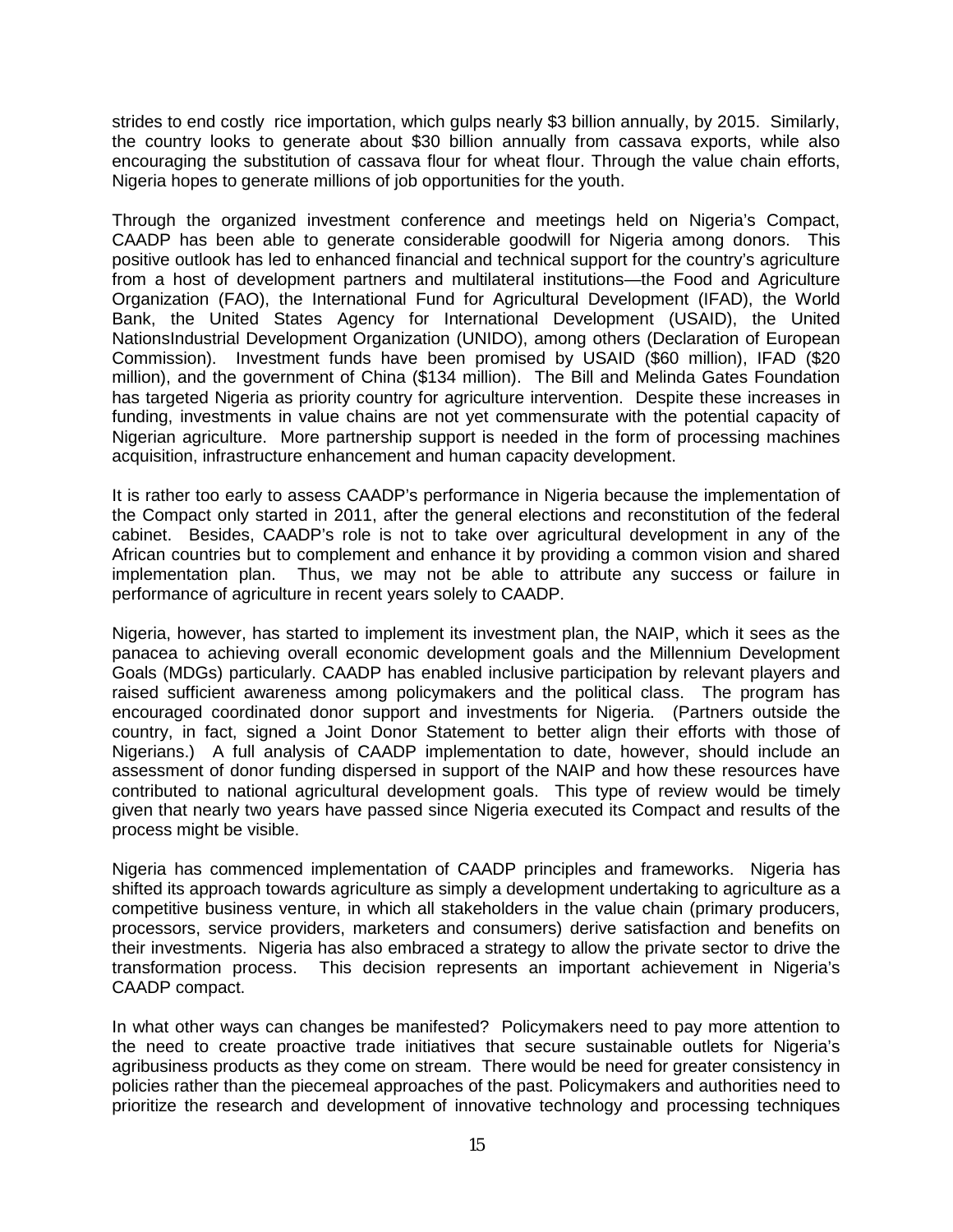strides to end costly rice importation, which gulps nearly $3 billion annually, by 2015. Similarly, the country looks to generate about $30 billion annually from cassava exports, while also encouraging the substitution of cassava flour for wheat flour. Through the value chain efforts, Nigeria hopes to generate millions of job opportunities for the youth.

Through the organized investment conference and meetings held on Nigeria's Compact, CAADP has been able to generate considerable goodwill for Nigeria among donors. This positive outlook has led to enhanced financial and technical support for the country's agriculture from a host of development partners and multilateral institutions—the Food and Agriculture Organization (FAO), the International Fund for Agricultural Development (IFAD), the World Bank, the United States Agency for International Development (USAID), the United NationsIndustrial Development Organization (UNIDO), among others (Declaration of European Commission). Investment funds have been promised by USAID ($60 million), IFAD ($20 million), and the government of China ($134 million). The Bill and Melinda Gates Foundation has targeted Nigeria as priority country for agriculture intervention. Despite these increases in funding, investments in value chains are not yet commensurate with the potential capacity of Nigerian agriculture. More partnership support is needed in the form of processing machines acquisition, infrastructure enhancement and human capacity development.

It is rather too early to assess CAADP's performance in Nigeria because the implementation of the Compact only started in 2011, after the general elections and reconstitution of the federal cabinet. Besides, CAADP's role is not to take over agricultural development in any of the African countries but to complement and enhance it by providing a common vision and shared implementation plan. Thus, we may not be able to attribute any success or failure in performance of agriculture in recent years solely to CAADP.

Nigeria, however, has started to implement its investment plan, the NAIP, which it sees as the panacea to achieving overall economic development goals and the Millennium Development Goals (MDGs) particularly. CAADP has enabled inclusive participation by relevant players and raised sufficient awareness among policymakers and the political class. The program has encouraged coordinated donor support and investments for Nigeria. (Partners outside the country, in fact, signed a Joint Donor Statement to better align their efforts with those of Nigerians.) A full analysis of CAADP implementation to date, however, should include an assessment of donor funding dispersed in support of the NAIP and how these resources have contributed to national agricultural development goals. This type of review would be timely given that nearly two years have passed since Nigeria executed its Compact and results of the process might be visible.

Nigeria has commenced implementation of CAADP principles and frameworks. Nigeria has shifted its approach towards agriculture as simply a development undertaking to agriculture as a competitive business venture, in which all stakeholders in the value chain (primary producers, processors, service providers, marketers and consumers) derive satisfaction and benefits on their investments. Nigeria has also embraced a strategy to allow the private sector to drive the transformation process. This decision represents an important achievement in Nigeria's CAADP compact.

In what other ways can changes be manifested? Policymakers need to pay more attention to the need to create proactive trade initiatives that secure sustainable outlets for Nigeria's agribusiness products as they come on stream. There would be need for greater consistency in policies rather than the piecemeal approaches of the past. Policymakers and authorities need to prioritize the research and development of innovative technology and processing techniques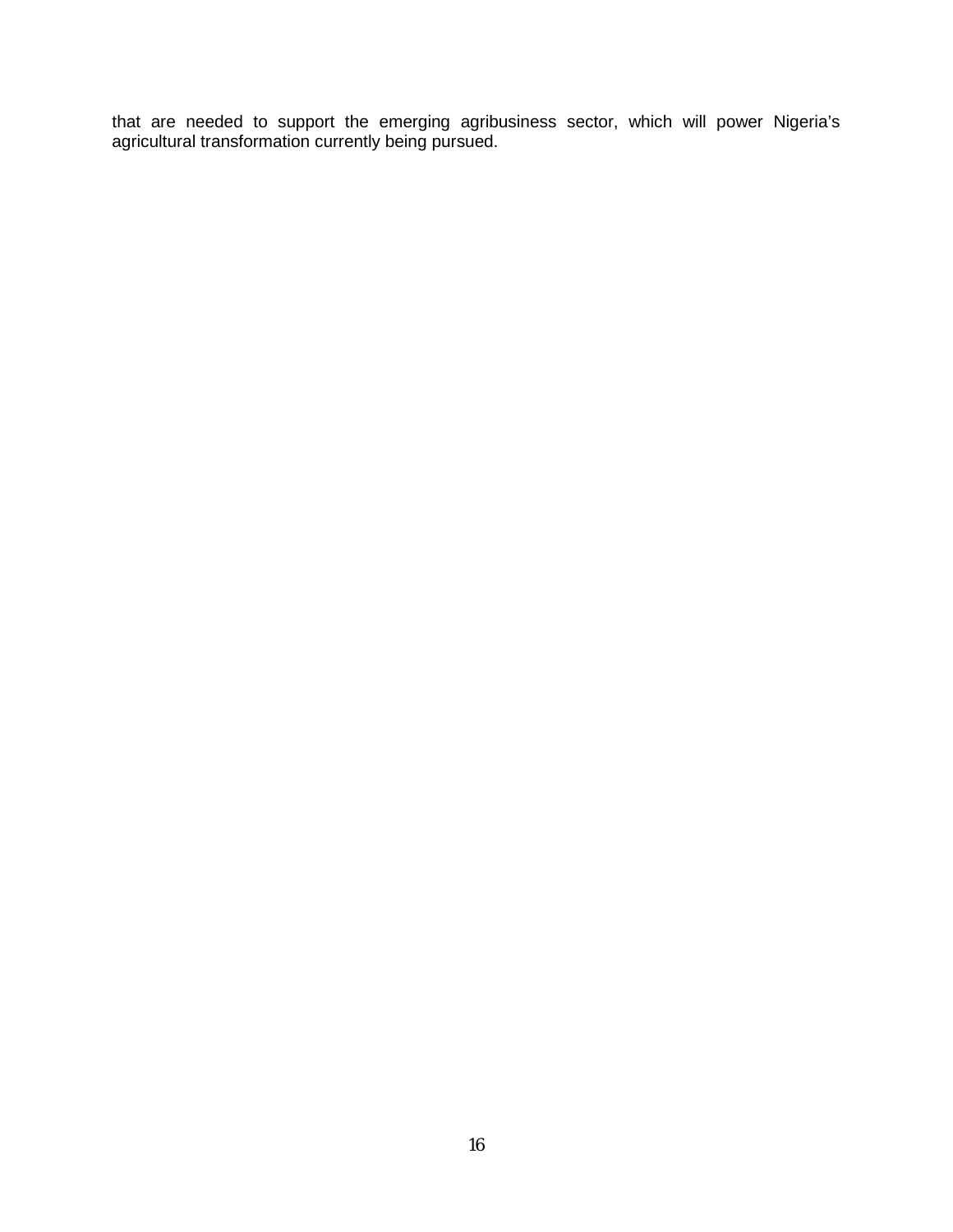that are needed to support the emerging agribusiness sector, which will power Nigeria's agricultural transformation currently being pursued.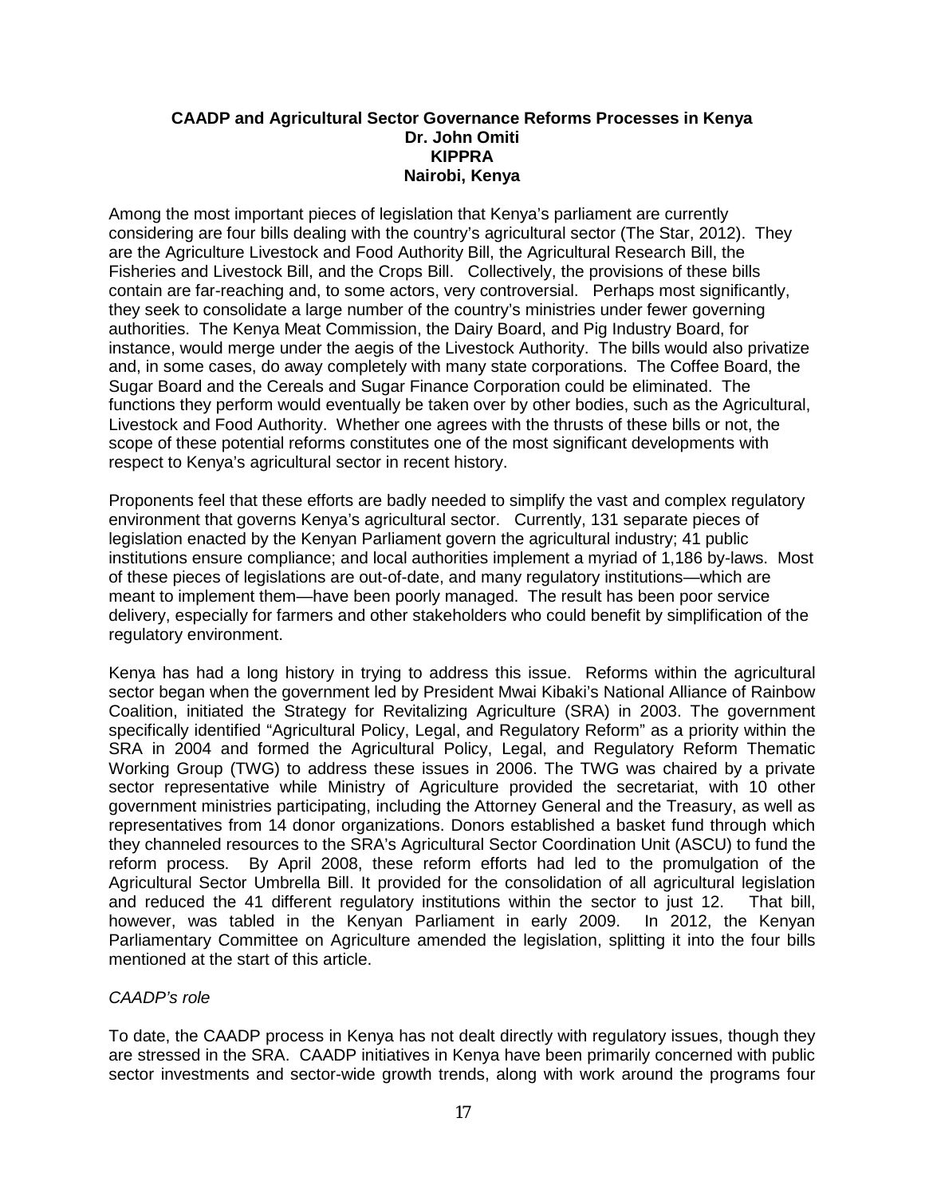**CAADP and Agricultural Sector Governance Reforms Processes in Kenya**
**Dr. John Omiti**
**KIPPRA**
**Nairobi, Kenya**

Among the most important pieces of legislation that Kenya's parliament are currently considering are four bills dealing with the country's agricultural sector (The Star, 2012). They are the Agriculture Livestock and Food Authority Bill, the Agricultural Research Bill, the Fisheries and Livestock Bill, and the Crops Bill. Collectively, the provisions of these bills contain are far-reaching and, to some actors, very controversial. Perhaps most significantly, they seek to consolidate a large number of the country's ministries under fewer governing authorities. The Kenya Meat Commission, the Dairy Board, and Pig Industry Board, for instance, would merge under the aegis of the Livestock Authority. The bills would also privatize and, in some cases, do away completely with many state corporations. The Coffee Board, the Sugar Board and the Cereals and Sugar Finance Corporation could be eliminated. The functions they perform would eventually be taken over by other bodies, such as the Agricultural, Livestock and Food Authority. Whether one agrees with the thrusts of these bills or not, the scope of these potential reforms constitutes one of the most significant developments with respect to Kenya's agricultural sector in recent history.

Proponents feel that these efforts are badly needed to simplify the vast and complex regulatory environment that governs Kenya's agricultural sector. Currently, 131 separate pieces of legislation enacted by the Kenyan Parliament govern the agricultural industry; 41 public institutions ensure compliance; and local authorities implement a myriad of 1,186 by-laws. Most of these pieces of legislations are out-of-date, and many regulatory institutions—which are meant to implement them—have been poorly managed. The result has been poor service delivery, especially for farmers and other stakeholders who could benefit by simplification of the regulatory environment.

Kenya has had a long history in trying to address this issue. Reforms within the agricultural sector began when the government led by President Mwai Kibaki's National Alliance of Rainbow Coalition, initiated the Strategy for Revitalizing Agriculture (SRA) in 2003. The government specifically identified "Agricultural Policy, Legal, and Regulatory Reform" as a priority within the SRA in 2004 and formed the Agricultural Policy, Legal, and Regulatory Reform Thematic Working Group (TWG) to address these issues in 2006. The TWG was chaired by a private sector representative while Ministry of Agriculture provided the secretariat, with 10 other government ministries participating, including the Attorney General and the Treasury, as well as representatives from 14 donor organizations. Donors established a basket fund through which they channeled resources to the SRA's Agricultural Sector Coordination Unit (ASCU) to fund the reform process. By April 2008, these reform efforts had led to the promulgation of the Agricultural Sector Umbrella Bill. It provided for the consolidation of all agricultural legislation and reduced the 41 different regulatory institutions within the sector to just 12. That bill, however, was tabled in the Kenyan Parliament in early 2009. In 2012, the Kenyan Parliamentary Committee on Agriculture amended the legislation, splitting it into the four bills mentioned at the start of this article.

*CAADP's role*

To date, the CAADP process in Kenya has not dealt directly with regulatory issues, though they are stressed in the SRA. CAADP initiatives in Kenya have been primarily concerned with public sector investments and sector-wide growth trends, along with work around the programs four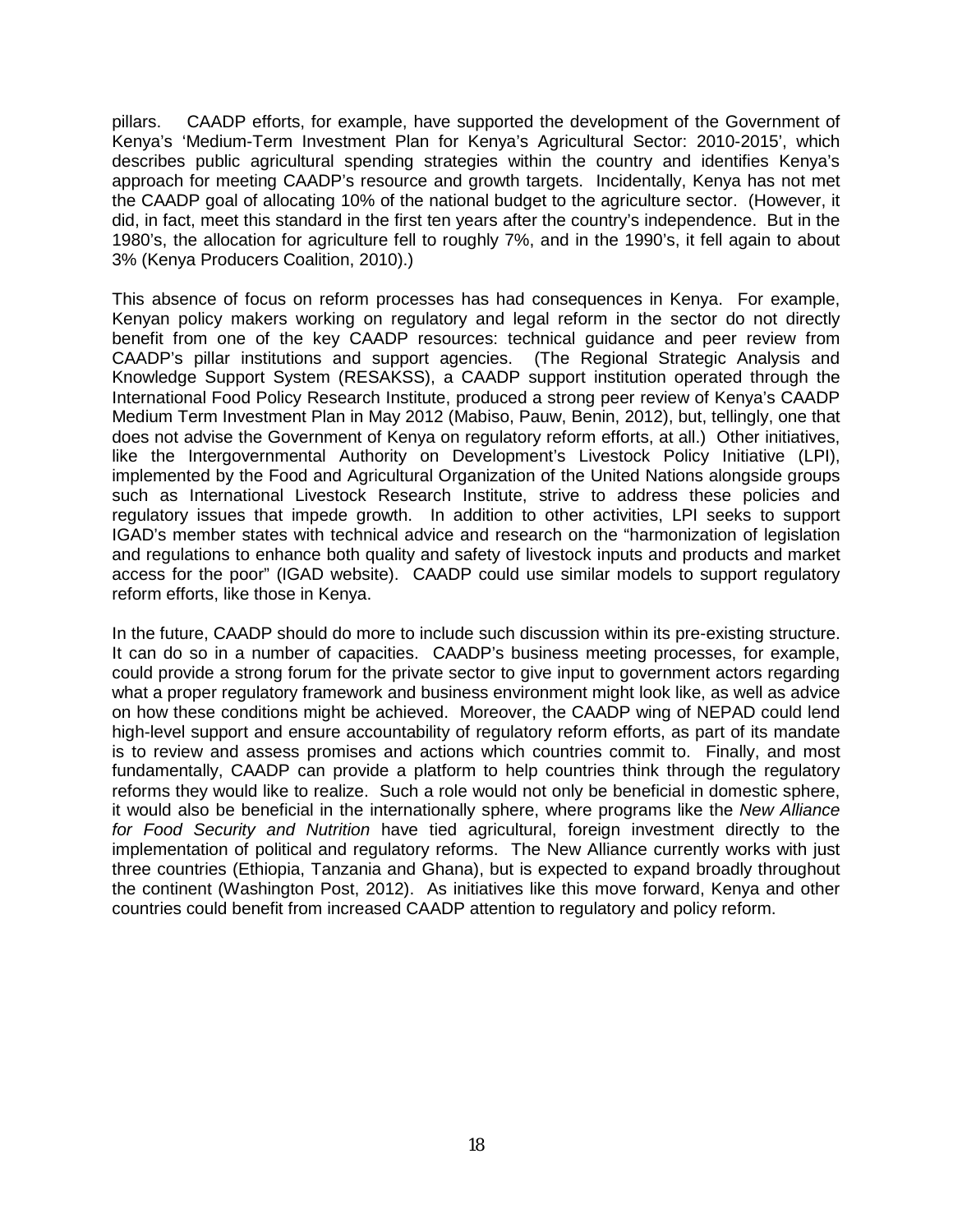pillars. CAADP efforts, for example, have supported the development of the Government of Kenya's 'Medium-Term Investment Plan for Kenya's Agricultural Sector: 2010-2015', which describes public agricultural spending strategies within the country and identifies Kenya's approach for meeting CAADP's resource and growth targets. Incidentally, Kenya has not met the CAADP goal of allocating 10% of the national budget to the agriculture sector. (However, it did, in fact, meet this standard in the first ten years after the country's independence. But in the 1980's, the allocation for agriculture fell to roughly 7%, and in the 1990's, it fell again to about 3% (Kenya Producers Coalition, 2010).)

This absence of focus on reform processes has had consequences in Kenya. For example, Kenyan policy makers working on regulatory and legal reform in the sector do not directly benefit from one of the key CAADP resources: technical guidance and peer review from CAADP's pillar institutions and support agencies. (The Regional Strategic Analysis and Knowledge Support System (RESAKSS), a CAADP support institution operated through the International Food Policy Research Institute, produced a strong peer review of Kenya's CAADP Medium Term Investment Plan in May 2012 (Mabiso, Pauw, Benin, 2012), but, tellingly, one that does not advise the Government of Kenya on regulatory reform efforts, at all.) Other initiatives, like the Intergovernmental Authority on Development's Livestock Policy Initiative (LPI), implemented by the Food and Agricultural Organization of the United Nations alongside groups such as International Livestock Research Institute, strive to address these policies and regulatory issues that impede growth. In addition to other activities, LPI seeks to support IGAD's member states with technical advice and research on the "harmonization of legislation and regulations to enhance both quality and safety of livestock inputs and products and market access for the poor" (IGAD website). CAADP could use similar models to support regulatory reform efforts, like those in Kenya.

In the future, CAADP should do more to include such discussion within its pre-existing structure. It can do so in a number of capacities. CAADP's business meeting processes, for example, could provide a strong forum for the private sector to give input to government actors regarding what a proper regulatory framework and business environment might look like, as well as advice on how these conditions might be achieved. Moreover, the CAADP wing of NEPAD could lend high-level support and ensure accountability of regulatory reform efforts, as part of its mandate is to review and assess promises and actions which countries commit to. Finally, and most fundamentally, CAADP can provide a platform to help countries think through the regulatory reforms they would like to realize. Such a role would not only be beneficial in domestic sphere, it would also be beneficial in the internationally sphere, where programs like the *New Alliance for Food Security and Nutrition* have tied agricultural, foreign investment directly to the implementation of political and regulatory reforms. The New Alliance currently works with just three countries (Ethiopia, Tanzania and Ghana), but is expected to expand broadly throughout the continent (Washington Post, 2012). As initiatives like this move forward, Kenya and other countries could benefit from increased CAADP attention to regulatory and policy reform.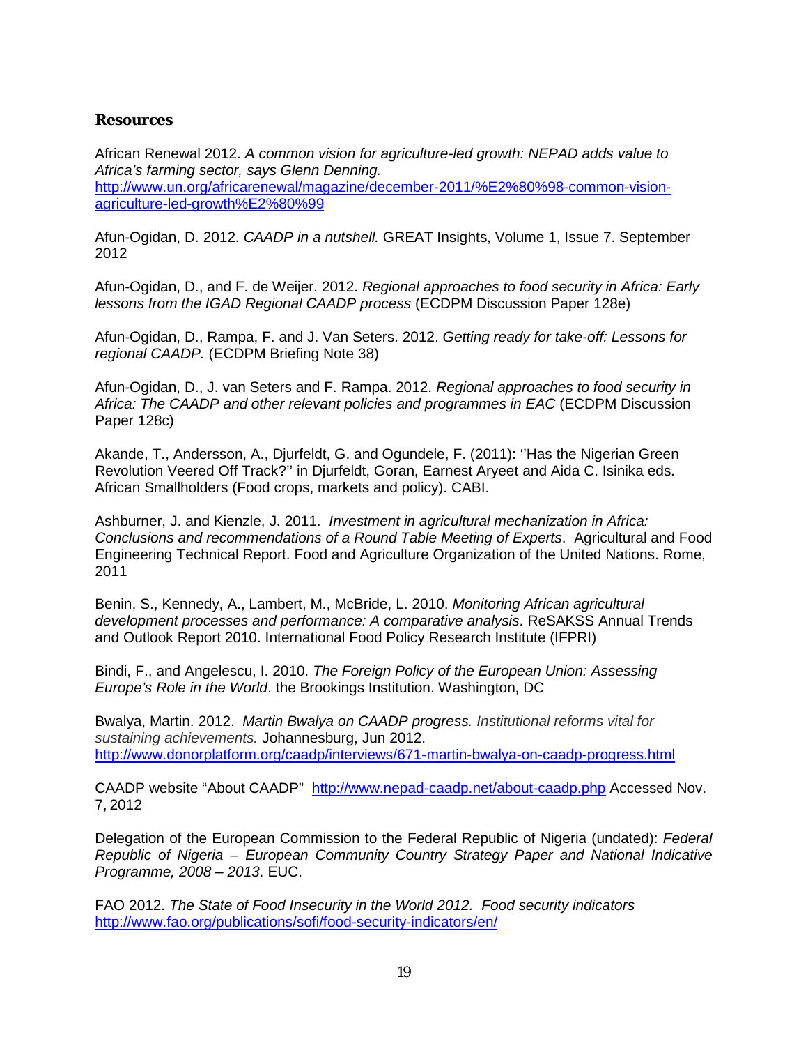## Resources

African Renewal 2012. *A common vision for agriculture-led growth: NEPAD adds value to Africa's farming sector, says Glenn Denning.* http://www.un.org/africarenewal/magazine/december-2011/%E2%80%98-common-vision-agriculture-led-growth%E2%80%99

Afun-Ogidan, D. 2012. *CAADP in a nutshell.* GREAT Insights, Volume 1, Issue 7. September 2012

Afun-Ogidan, D., and F. de Weijer. 2012. *Regional approaches to food security in Africa: Early lessons from the IGAD Regional CAADP process* (ECDPM Discussion Paper 128e)

Afun-Ogidan, D., Rampa, F. and J. Van Seters. 2012. *Getting ready for take-off: Lessons for regional CAADP.* (ECDPM Briefing Note 38)

Afun-Ogidan, D., J. van Seters and F. Rampa. 2012. *Regional approaches to food security in Africa: The CAADP and other relevant policies and programmes in EAC* (ECDPM Discussion Paper 128c)

Akande, T., Andersson, A., Djurfeldt, G. and Ogundele, F. (2011): ''Has the Nigerian Green Revolution Veered Off Track?'' in Djurfeldt, Goran, Earnest Aryeet and Aida C. Isinika eds. African Smallholders (Food crops, markets and policy). CABI.

Ashburner, J. and Kienzle, J. 2011. *Investment in agricultural mechanization in Africa: Conclusions and recommendations of a Round Table Meeting of Experts*. Agricultural and Food Engineering Technical Report. Food and Agriculture Organization of the United Nations. Rome, 2011

Benin, S., Kennedy, A., Lambert, M., McBride, L. 2010. *Monitoring African agricultural development processes and performance: A comparative analysis*. ReSAKSS Annual Trends and Outlook Report 2010. International Food Policy Research Institute (IFPRI)

Bindi, F., and Angelescu, I. 2010. *The Foreign Policy of the European Union: Assessing Europe's Role in the World*. the Brookings Institution. Washington, DC

Bwalya, Martin. 2012. *Martin Bwalya on CAADP progress. Institutional reforms vital for sustaining achievements.* Johannesburg, Jun 2012. http://www.donorplatform.org/caadp/interviews/671-martin-bwalya-on-caadp-progress.html

CAADP website "About CAADP" http://www.nepad-caadp.net/about-caadp.php Accessed Nov. 7, 2012

Delegation of the European Commission to the Federal Republic of Nigeria (undated): *Federal Republic of Nigeria – European Community Country Strategy Paper and National Indicative Programme, 2008 – 2013*. EUC.

FAO 2012. *The State of Food Insecurity in the World 2012. Food security indicators* http://www.fao.org/publications/sofi/food-security-indicators/en/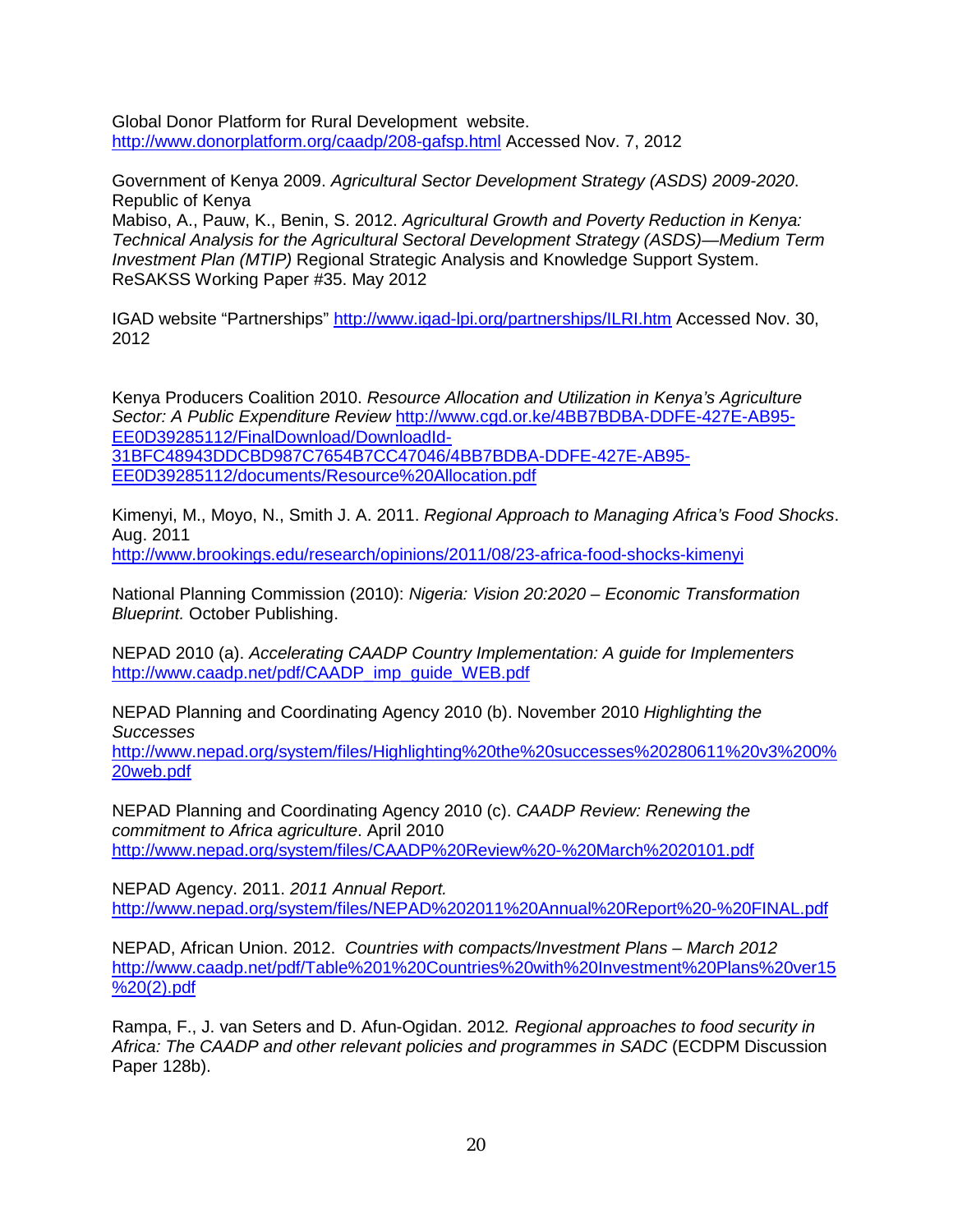Global Donor Platform for Rural Development website. http://www.donorplatform.org/caadp/208-gafsp.html Accessed Nov. 7, 2012

Government of Kenya 2009. *Agricultural Sector Development Strategy (ASDS) 2009-2020*. Republic of Kenya
Mabiso, A., Pauw, K., Benin, S. 2012. *Agricultural Growth and Poverty Reduction in Kenya: Technical Analysis for the Agricultural Sectoral Development Strategy (ASDS)—Medium Term Investment Plan (MTIP)* Regional Strategic Analysis and Knowledge Support System. ReSAKSS Working Paper #35. May 2012

IGAD website "Partnerships" http://www.igad-lpi.org/partnerships/ILRI.htm Accessed Nov. 30, 2012

Kenya Producers Coalition 2010. *Resource Allocation and Utilization in Kenya's Agriculture Sector: A Public Expenditure Review* http://www.cgd.or.ke/4BB7BDBA-DDFE-427E-AB95-EE0D39285112/FinalDownload/DownloadId-31BFC48943DDCBD987C7654B7CC47046/4BB7BDBA-DDFE-427E-AB95-EE0D39285112/documents/Resource%20Allocation.pdf

Kimenyi, M., Moyo, N., Smith J. A. 2011. *Regional Approach to Managing Africa's Food Shocks*. Aug. 2011
http://www.brookings.edu/research/opinions/2011/08/23-africa-food-shocks-kimenyi

National Planning Commission (2010): *Nigeria: Vision 20:2020 – Economic Transformation Blueprint.* October Publishing.

NEPAD 2010 (a). *Accelerating CAADP Country Implementation: A guide for Implementers* http://www.caadp.net/pdf/CAADP_imp_guide_WEB.pdf

NEPAD Planning and Coordinating Agency 2010 (b). November 2010 *Highlighting the Successes*
http://www.nepad.org/system/files/Highlighting%20the%20successes%20280611%20v3%200%20web.pdf

NEPAD Planning and Coordinating Agency 2010 (c). *CAADP Review: Renewing the commitment to Africa agriculture*. April 2010
http://www.nepad.org/system/files/CAADP%20Review%20-%20March%2020101.pdf

NEPAD Agency. 2011. *2011 Annual Report.*
http://www.nepad.org/system/files/NEPAD%202011%20Annual%20Report%20-%20FINAL.pdf

NEPAD, African Union. 2012. *Countries with compacts/Investment Plans – March 2012*
http://www.caadp.net/pdf/Table%201%20Countries%20with%20Investment%20Plans%20ver15%20(2).pdf

Rampa, F., J. van Seters and D. Afun-Ogidan. 2012. *Regional approaches to food security in Africa: The CAADP and other relevant policies and programmes in SADC* (ECDPM Discussion Paper 128b).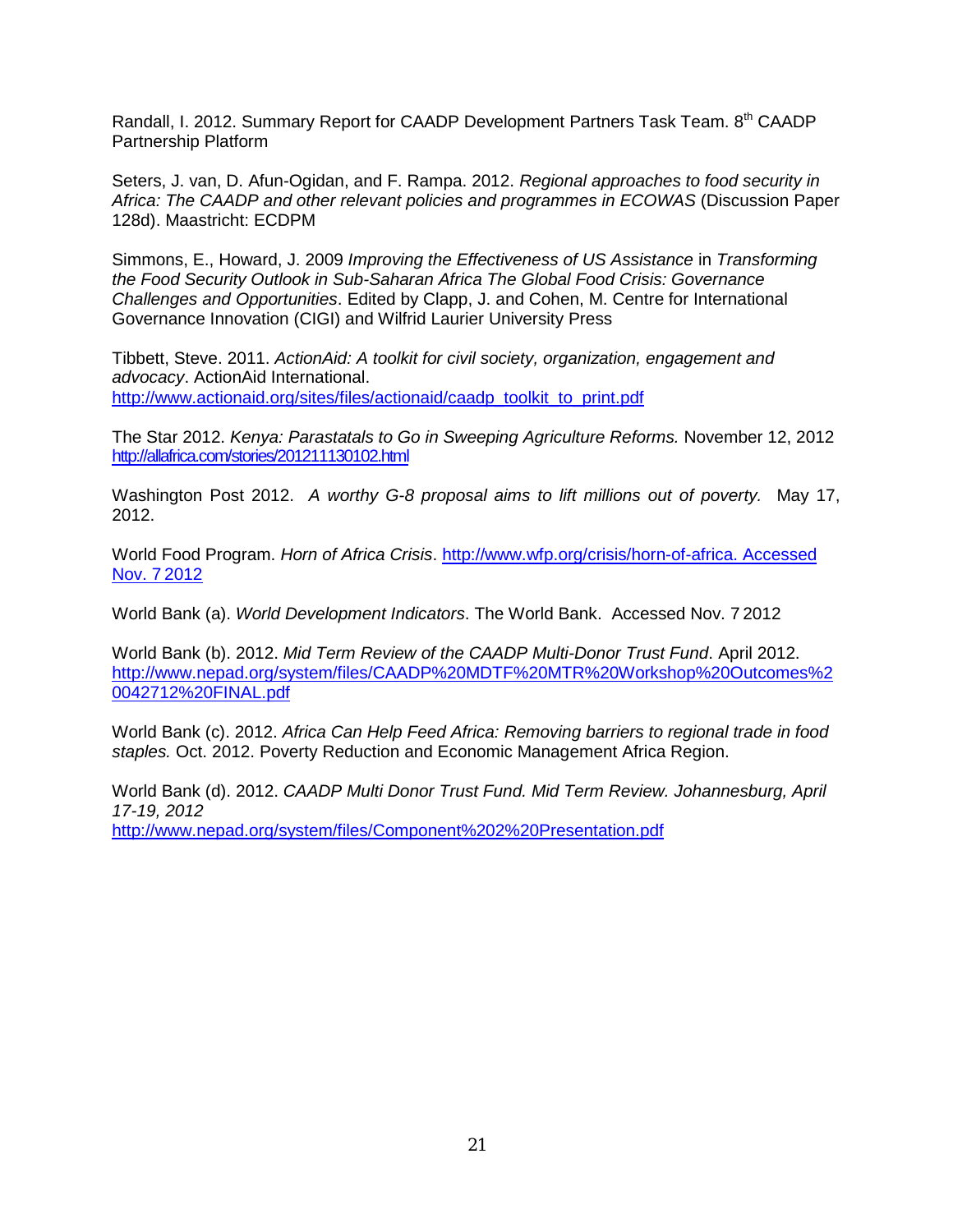Randall, I. 2012. Summary Report for CAADP Development Partners Task Team. 8th CAADP Partnership Platform

Seters, J. van, D. Afun-Ogidan, and F. Rampa. 2012. *Regional approaches to food security in Africa: The CAADP and other relevant policies and programmes in ECOWAS* (Discussion Paper 128d). Maastricht: ECDPM

Simmons, E., Howard, J. 2009 *Improving the Effectiveness of US Assistance* in *Transforming the Food Security Outlook in Sub-Saharan Africa The Global Food Crisis: Governance Challenges and Opportunities*. Edited by Clapp, J. and Cohen, M. Centre for International Governance Innovation (CIGI) and Wilfrid Laurier University Press

Tibbett, Steve. 2011. *ActionAid: A toolkit for civil society, organization, engagement and advocacy*. ActionAid International. http://www.actionaid.org/sites/files/actionaid/caadp_toolkit_to_print.pdf

The Star 2012. *Kenya: Parastatals to Go in Sweeping Agriculture Reforms.* November 12, 2012 http://allafrica.com/stories/201211130102.html

Washington Post 2012. *A worthy G-8 proposal aims to lift millions out of poverty.* May 17, 2012.

World Food Program. *Horn of Africa Crisis*. http://www.wfp.org/crisis/horn-of-africa. Accessed Nov. 7 2012

World Bank (a). *World Development Indicators*. The World Bank. Accessed Nov. 7 2012

World Bank (b). 2012. *Mid Term Review of the CAADP Multi-Donor Trust Fund*. April 2012. http://www.nepad.org/system/files/CAADP%20MDTF%20MTR%20Workshop%20Outcomes%20042712%20FINAL.pdf

World Bank (c). 2012. *Africa Can Help Feed Africa: Removing barriers to regional trade in food staples.* Oct. 2012. Poverty Reduction and Economic Management Africa Region.

World Bank (d). 2012. *CAADP Multi Donor Trust Fund. Mid Term Review. Johannesburg, April 17-19, 2012* http://www.nepad.org/system/files/Component%202%20Presentation.pdf